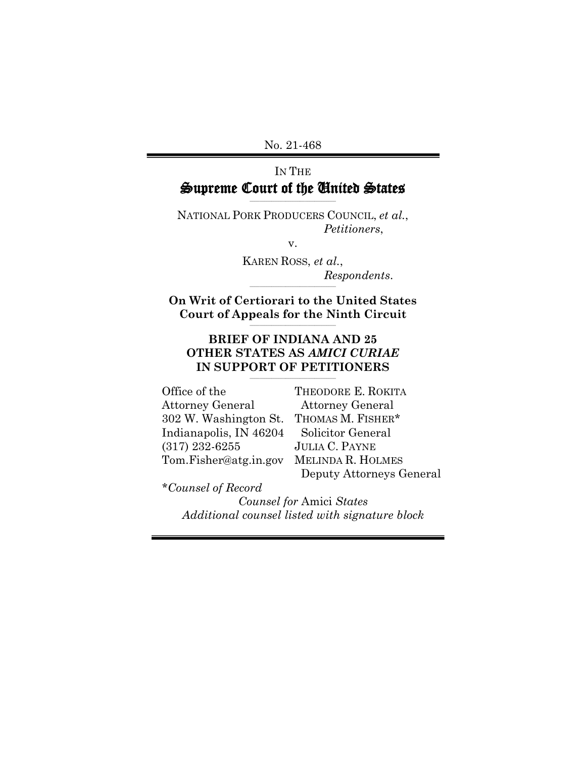No. 21-468

IN THE
# Supreme Court of the United States

NATIONAL PORK PRODUCERS COUNCIL, *et al.*,
*Petitioners*,

v.

KAREN ROSS, *et al.*,
*Respondents*.

**On Writ of Certiorari to the United States Court of Appeals for the Ninth Circuit**

**BRIEF OF INDIANA AND 25 OTHER STATES AS *AMICI CURIAE* IN SUPPORT OF PETITIONERS**

Office of the Attorney General
302 W. Washington St.
Indianapolis, IN 46204
(317) 232-6255
Tom.Fisher@atg.in.gov

THEODORE E. ROKITA
Attorney General
THOMAS M. FISHER*
Solicitor General
JULIA C. PAYNE
MELINDA R. HOLMES
Deputy Attorneys General

*\*Counsel of Record*

*Counsel for* Amici *States*
*Additional counsel listed with signature block*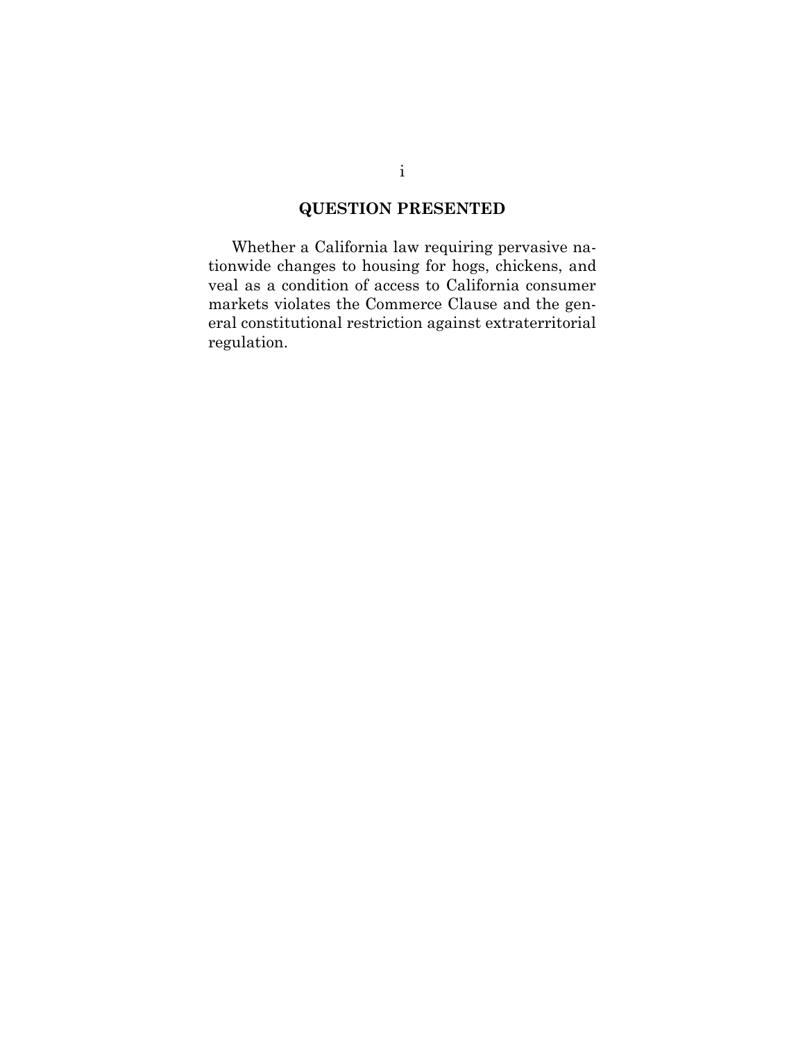## QUESTION PRESENTED

Whether a California law requiring pervasive nationwide changes to housing for hogs, chickens, and veal as a condition of access to California consumer markets violates the Commerce Clause and the general constitutional restriction against extraterritorial regulation.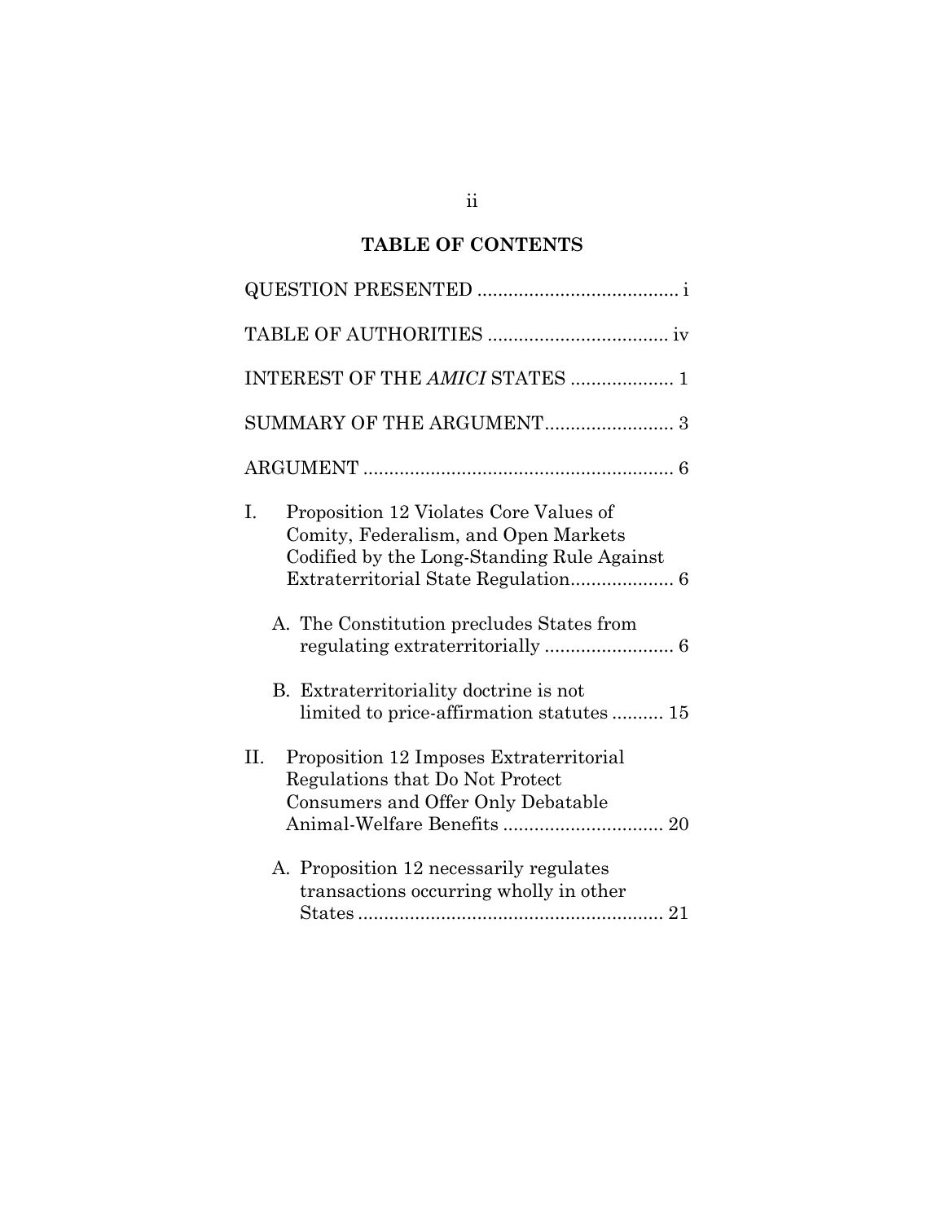## TABLE OF CONTENTS

QUESTION PRESENTED ....................................... i

TABLE OF AUTHORITIES ................................... iv

INTEREST OF THE *AMICI* STATES .................... 1

SUMMARY OF THE ARGUMENT......................... 3

ARGUMENT ............................................................ 6

I. Proposition 12 Violates Core Values of Comity, Federalism, and Open Markets Codified by the Long-Standing Rule Against Extraterritorial State Regulation.................... 6

   A. The Constitution precludes States from regulating extraterritorially ......................... 6

   B. Extraterritoriality doctrine is not limited to price-affirmation statutes .......... 15

II. Proposition 12 Imposes Extraterritorial Regulations that Do Not Protect Consumers and Offer Only Debatable Animal-Welfare Benefits ............................... 20

   A. Proposition 12 necessarily regulates transactions occurring wholly in other States ........................................................... 21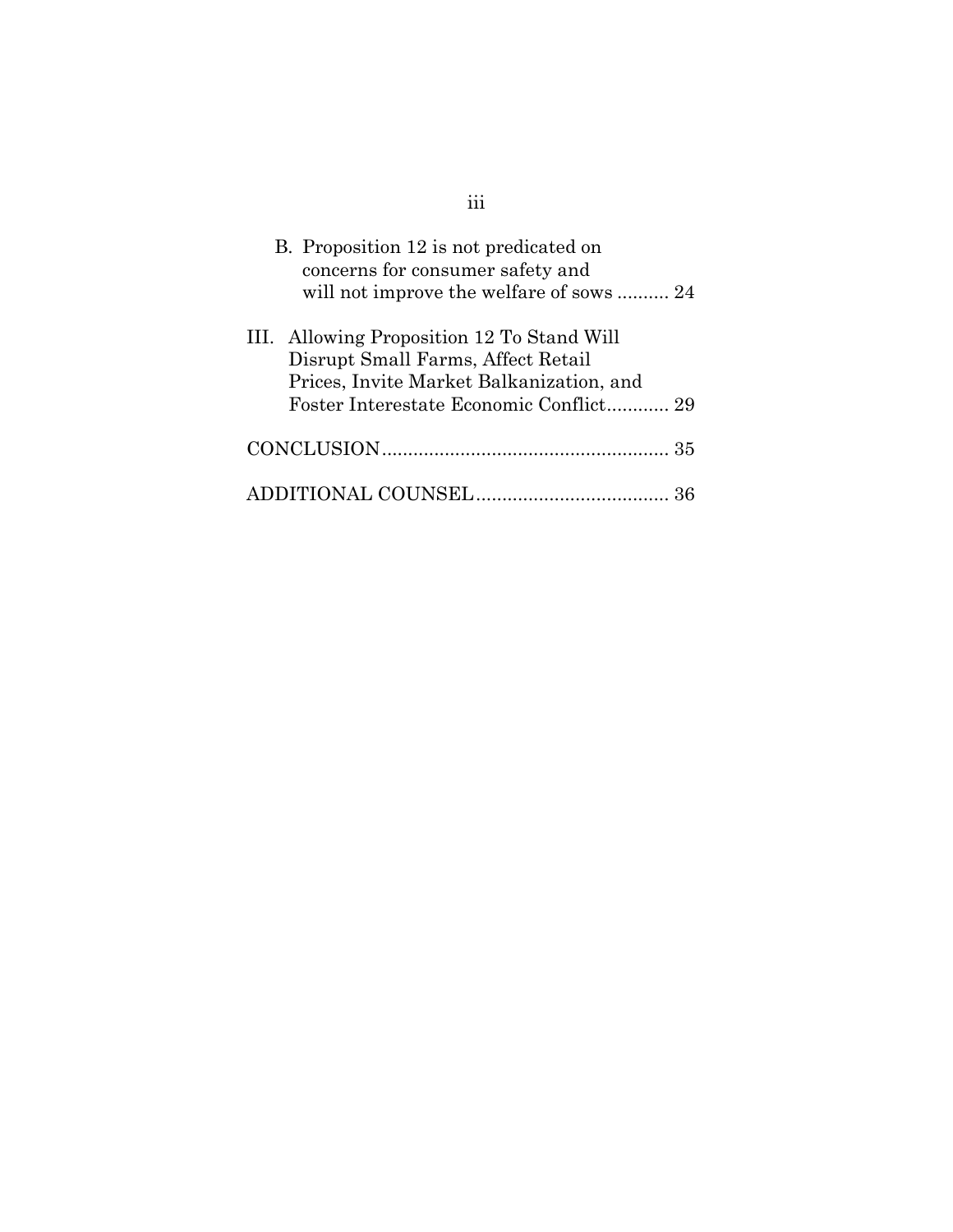B. Proposition 12 is not predicated on concerns for consumer safety and will not improve the welfare of sows .......... 24

III. Allowing Proposition 12 To Stand Will Disrupt Small Farms, Affect Retail Prices, Invite Market Balkanization, and Foster Interestate Economic Conflict............ 29

CONCLUSION....................................................... 35

ADDITIONAL COUNSEL..................................... 36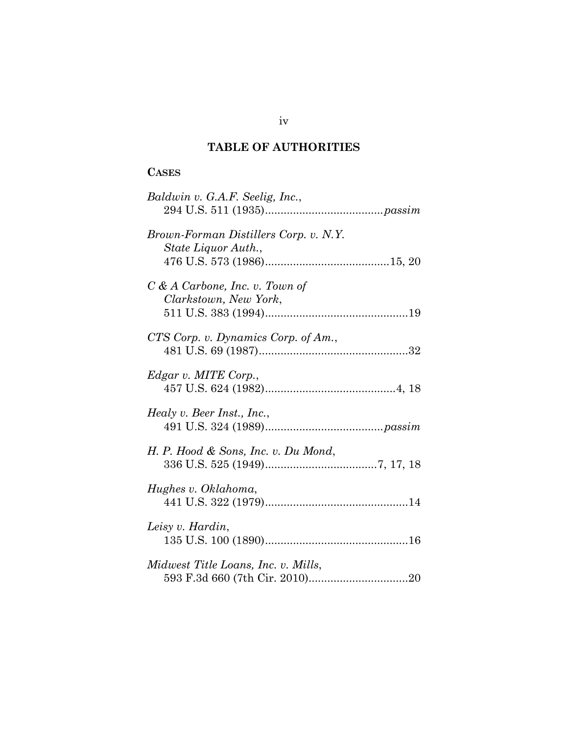# TABLE OF AUTHORITIES

## CASES

*Baldwin v. G.A.F. Seelig, Inc.*, 294 U.S. 511 (1935) ..................................... *passim*

*Brown-Forman Distillers Corp. v. N.Y. State Liquor Auth.*, 476 U.S. 573 (1986) ........................................ 15, 20

*C & A Carbone, Inc. v. Town of Clarkstown, New York*, 511 U.S. 383 (1994) .............................................. 19

*CTS Corp. v. Dynamics Corp. of Am.*, 481 U.S. 69 (1987) ................................................ 32

*Edgar v. MITE Corp.*, 457 U.S. 624 (1982) .......................................... 4, 18

*Healy v. Beer Inst., Inc.*, 491 U.S. 324 (1989) ..................................... *passim*

*H. P. Hood & Sons, Inc. v. Du Mond*, 336 U.S. 525 (1949) .................................... 7, 17, 18

*Hughes v. Oklahoma*, 441 U.S. 322 (1979) .............................................. 14

*Leisy v. Hardin*, 135 U.S. 100 (1890) .............................................. 16

*Midwest Title Loans, Inc. v. Mills*, 593 F.3d 660 (7th Cir. 2010) ................................ 20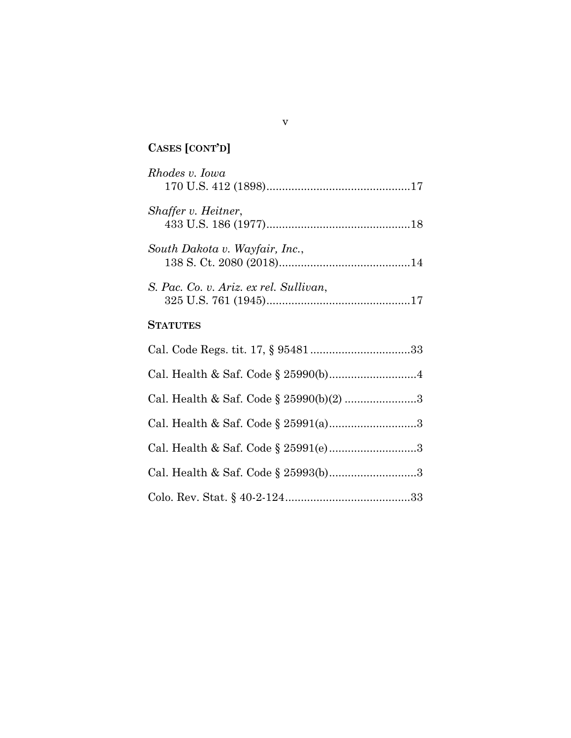## CASES [CONT'D]

*Rhodes v. Iowa*
170 U.S. 412 (1898)..............................................17

*Shaffer v. Heitner*,
433 U.S. 186 (1977)..............................................18

*South Dakota v. Wayfair, Inc.*,
138 S. Ct. 2080 (2018)..........................................14

*S. Pac. Co. v. Ariz. ex rel. Sullivan*,
325 U.S. 761 (1945)..............................................17

## STATUTES

Cal. Code Regs. tit. 17, § 95481................................33

Cal. Health & Saf. Code § 25990(b)............................4

Cal. Health & Saf. Code § 25990(b)(2) .......................3

Cal. Health & Saf. Code § 25991(a)............................3

Cal. Health & Saf. Code § 25991(e)............................3

Cal. Health & Saf. Code § 25993(b)............................3

Colo. Rev. Stat. § 40-2-124........................................33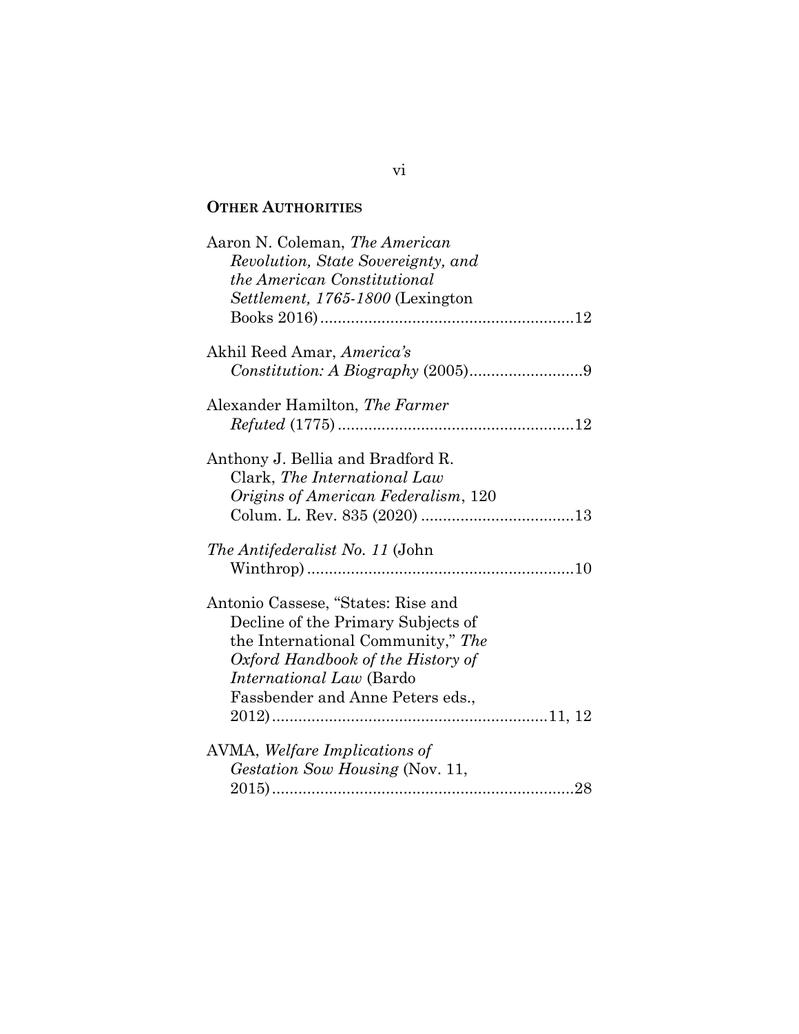## OTHER AUTHORITIES

Aaron N. Coleman, *The American Revolution, State Sovereignty, and the American Constitutional Settlement, 1765-1800* (Lexington Books 2016) ........................................................12

Akhil Reed Amar, *America's Constitution: A Biography* (2005).........................9

Alexander Hamilton, *The Farmer Refuted* (1775) .....................................................12

Anthony J. Bellia and Bradford R. Clark, *The International Law Origins of American Federalism*, 120 Colum. L. Rev. 835 (2020) ..................................13

*The Antifederalist No. 11* (John Winthrop) ............................................................10

Antonio Cassese, "States: Rise and Decline of the Primary Subjects of the International Community," *The Oxford Handbook of the History of International Law* (Bardo Fassbender and Anne Peters eds., 2012) ..............................................................11, 12

AVMA, *Welfare Implications of Gestation Sow Housing* (Nov. 11, 2015) ....................................................................28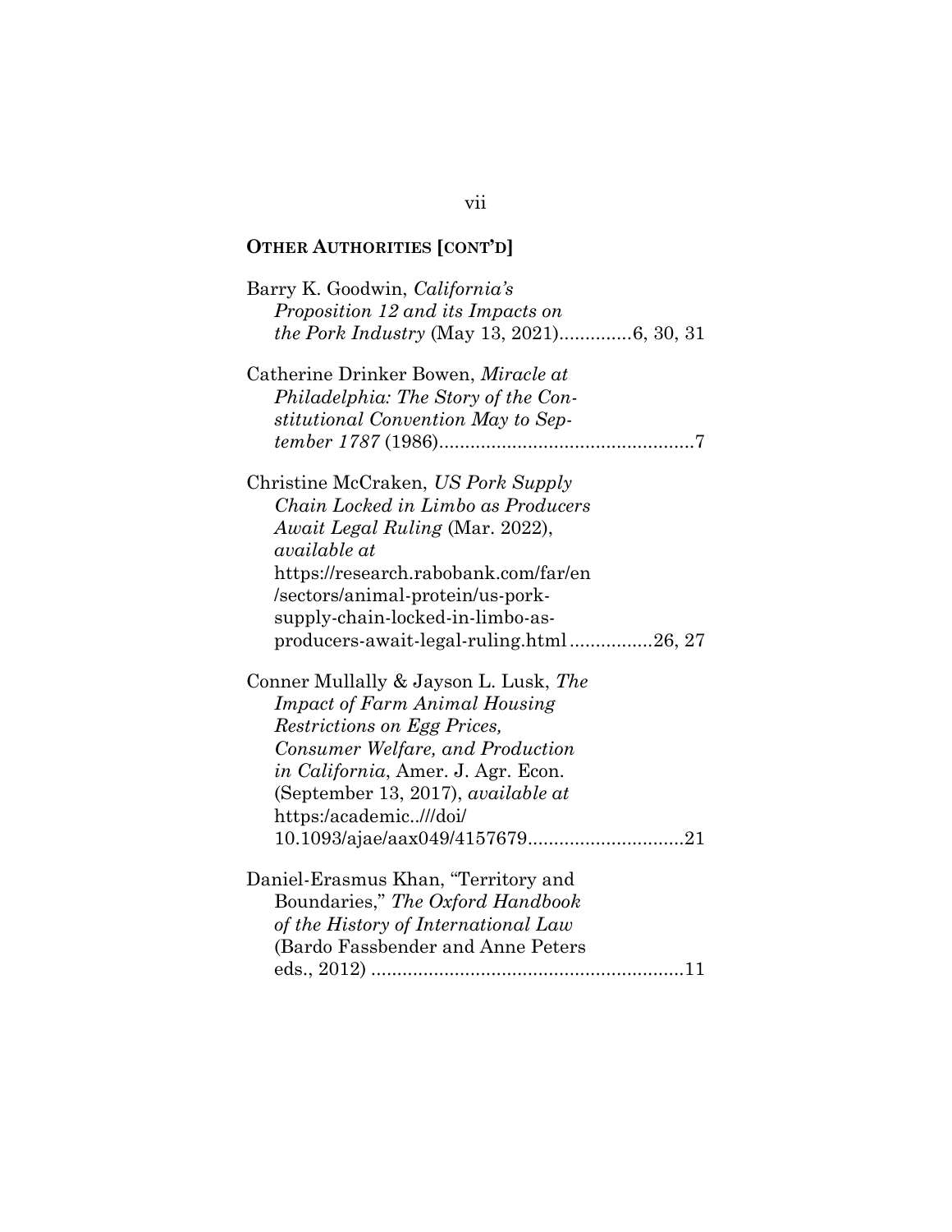**OTHER AUTHORITIES [CONT'D]**

Barry K. Goodwin, *California's Proposition 12 and its Impacts on the Pork Industry* (May 13, 2021).............6, 30, 31

Catherine Drinker Bowen, *Miracle at Philadelphia: The Story of the Constitutional Convention May to September 1787* (1986)................................................7

Christine McCraken, *US Pork Supply Chain Locked in Limbo as Producers Await Legal Ruling* (Mar. 2022), *available at* https://research.rabobank.com/far/en/sectors/animal-protein/us-pork-supply-chain-locked-in-limbo-as-producers-await-legal-ruling.html................26, 27

Conner Mullally & Jayson L. Lusk, *The Impact of Farm Animal Housing Restrictions on Egg Prices, Consumer Welfare, and Production in California*, Amer. J. Agr. Econ. (September 13, 2017), *available at* https:/academic..///doi/10.1093/ajae/aax049/4157679.............................21

Daniel-Erasmus Khan, "Territory and Boundaries," *The Oxford Handbook of the History of International Law* (Bardo Fassbender and Anne Peters eds., 2012) ...........................................................11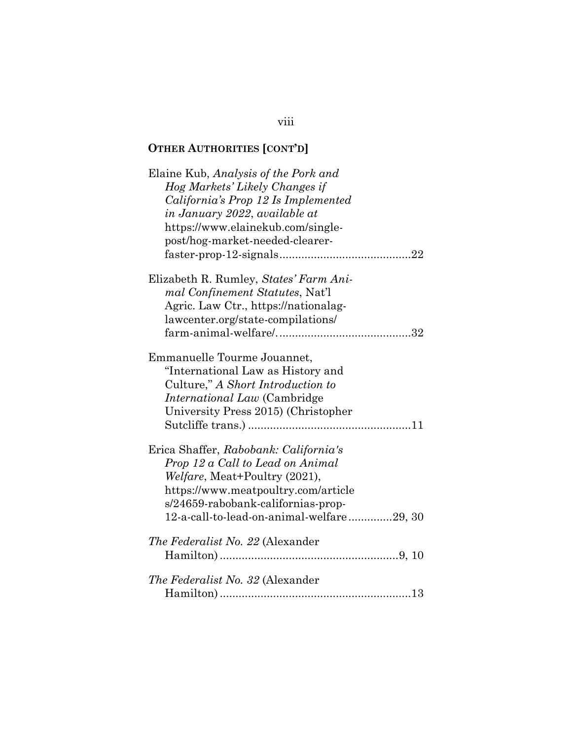**OTHER AUTHORITIES [CONT'D]**

Elaine Kub, *Analysis of the Pork and Hog Markets' Likely Changes if California's Prop 12 Is Implemented in January 2022*, *available at* https://www.elainekub.com/single-post/hog-market-needed-clearer-faster-prop-12-signals ......................................... 22

Elizabeth R. Rumley, *States' Farm Animal Confinement Statutes*, Nat'l Agric. Law Ctr., https://nationalaglawcenter.org/state-compilations/farm-animal-welfare/. ......................................... 32

Emmanuelle Tourme Jouannet, "International Law as History and Culture," *A Short Introduction to International Law* (Cambridge University Press 2015) (Christopher Sutcliffe trans.) .................................................... 11

Erica Shaffer, *Rabobank: California's Prop 12 a Call to Lead on Animal Welfare*, Meat+Poultry (2021), https://www.meatpoultry.com/articles/24659-rabobank-californias-prop-12-a-call-to-lead-on-animal-welfare .............29, 30

*The Federalist No. 22* (Alexander Hamilton) ......................................................... 9, 10

*The Federalist No. 32* (Alexander Hamilton) ............................................................ 13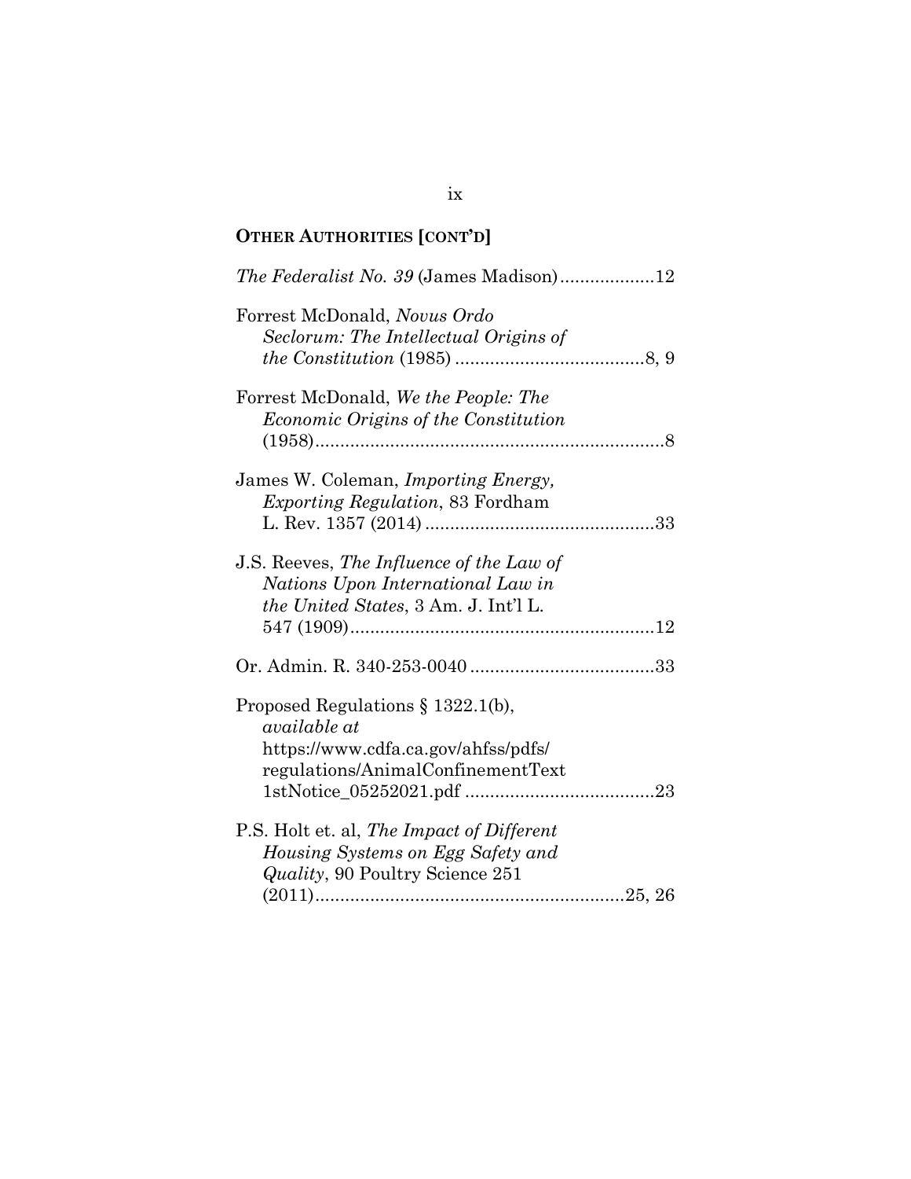**OTHER AUTHORITIES [CONT'D]**

*The Federalist No. 39* (James Madison)...................12

Forrest McDonald, *Novus Ordo Seclorum: The Intellectual Origins of the Constitution* (1985) ......................................8, 9

Forrest McDonald, *We the People: The Economic Origins of the Constitution* (1958)......................................................................8

James W. Coleman, *Importing Energy, Exporting Regulation*, 83 Fordham L. Rev. 1357 (2014) ..............................................33

J.S. Reeves, *The Influence of the Law of Nations Upon International Law in the United States*, 3 Am. J. Int'l L. 547 (1909).............................................................12

Or. Admin. R. 340-253-0040 .....................................33

Proposed Regulations § 1322.1(b), *available at* https://www.cdfa.ca.gov/ahfss/pdfs/regulations/AnimalConfinementText1stNotice_05252021.pdf ......................................23

P.S. Holt et. al, *The Impact of Different Housing Systems on Egg Safety and Quality*, 90 Poultry Science 251 (2011)..............................................................25, 26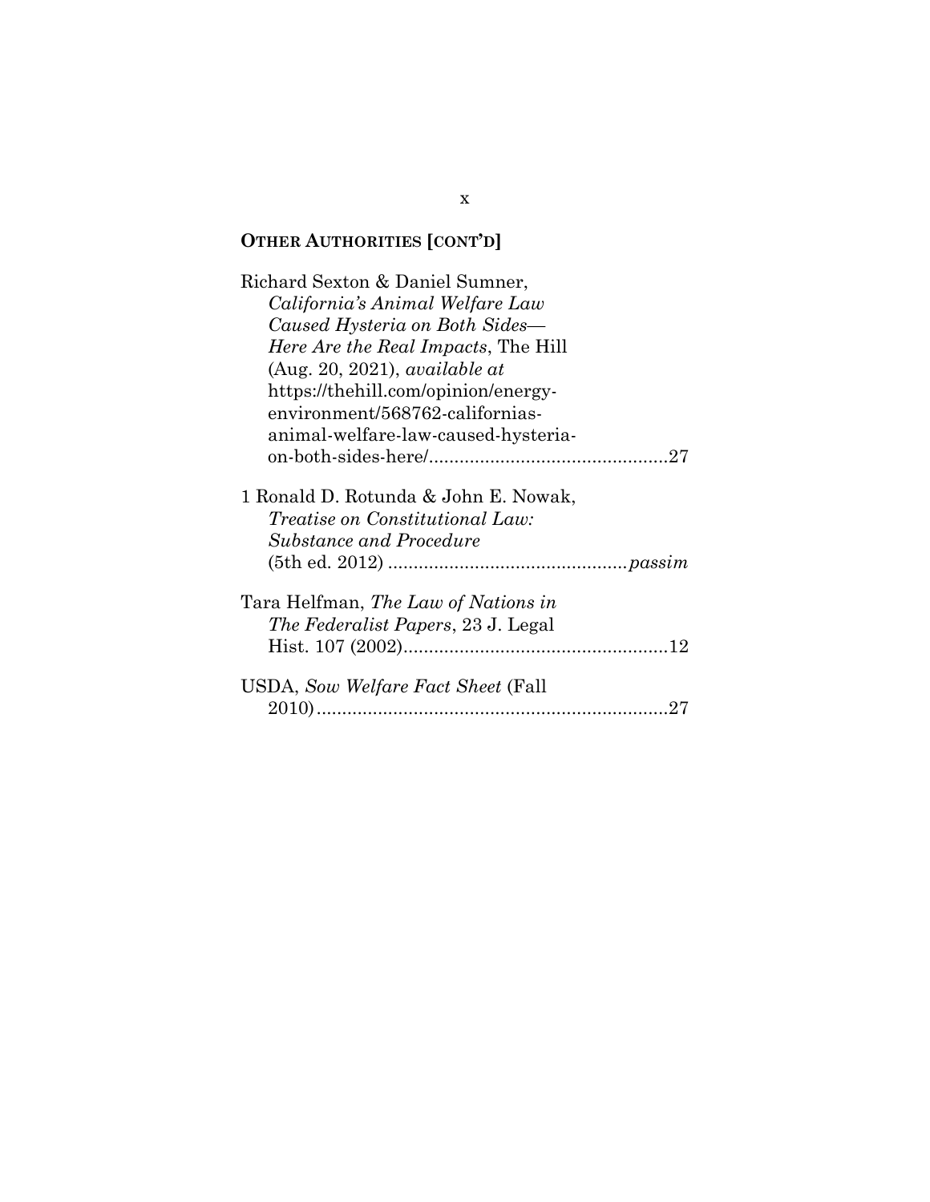## OTHER AUTHORITIES [CONT'D]

Richard Sexton & Daniel Sumner, *California's Animal Welfare Law Caused Hysteria on Both Sides—Here Are the Real Impacts*, The Hill (Aug. 20, 2021), *available at* https://thehill.com/opinion/energy-environment/568762-californias-animal-welfare-law-caused-hysteria-on-both-sides-here/ ............................................... 27

1 Ronald D. Rotunda & John E. Nowak, *Treatise on Constitutional Law: Substance and Procedure* (5th ed. 2012) ............................................... *passim*

Tara Helfman, *The Law of Nations in The Federalist Papers*, 23 J. Legal Hist. 107 (2002) ..................................................... 12

USDA, *Sow Welfare Fact Sheet* (Fall 2010) ...................................................................... 27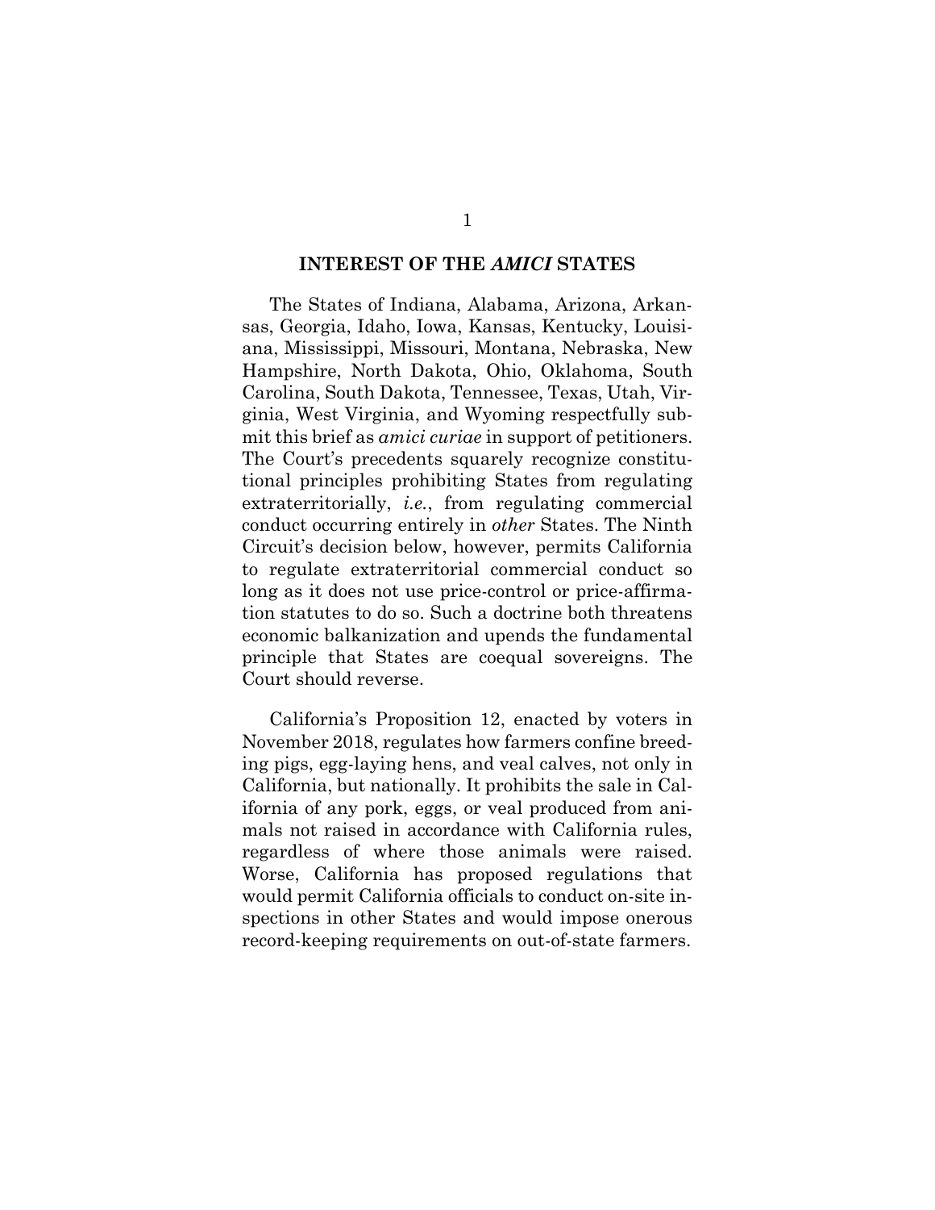## INTEREST OF THE *AMICI* STATES

The States of Indiana, Alabama, Arizona, Arkansas, Georgia, Idaho, Iowa, Kansas, Kentucky, Louisiana, Mississippi, Missouri, Montana, Nebraska, New Hampshire, North Dakota, Ohio, Oklahoma, South Carolina, South Dakota, Tennessee, Texas, Utah, Virginia, West Virginia, and Wyoming respectfully submit this brief as *amici curiae* in support of petitioners. The Court's precedents squarely recognize constitutional principles prohibiting States from regulating extraterritorially, *i.e.*, from regulating commercial conduct occurring entirely in *other* States. The Ninth Circuit's decision below, however, permits California to regulate extraterritorial commercial conduct so long as it does not use price-control or price-affirmation statutes to do so. Such a doctrine both threatens economic balkanization and upends the fundamental principle that States are coequal sovereigns. The Court should reverse.

California's Proposition 12, enacted by voters in November 2018, regulates how farmers confine breeding pigs, egg-laying hens, and veal calves, not only in California, but nationally. It prohibits the sale in California of any pork, eggs, or veal produced from animals not raised in accordance with California rules, regardless of where those animals were raised. Worse, California has proposed regulations that would permit California officials to conduct on-site inspections in other States and would impose onerous record-keeping requirements on out-of-state farmers.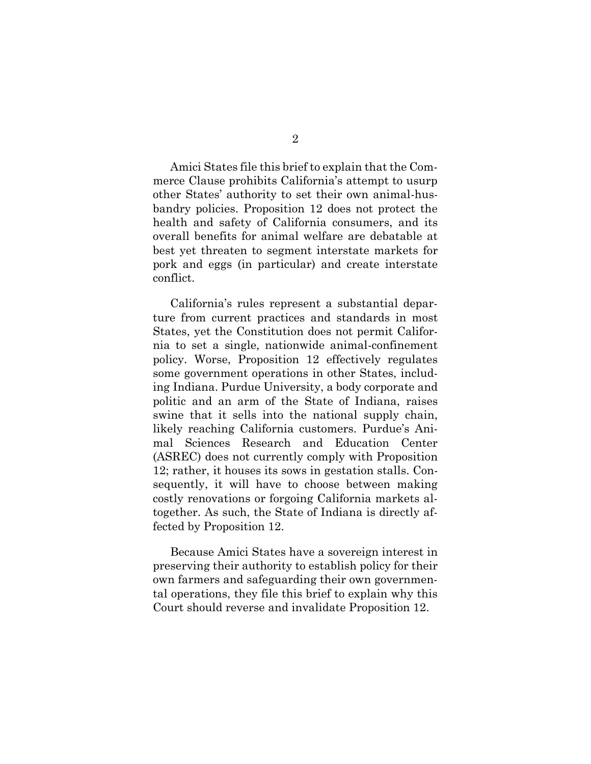Amici States file this brief to explain that the Commerce Clause prohibits California's attempt to usurp other States' authority to set their own animal-husbandry policies. Proposition 12 does not protect the health and safety of California consumers, and its overall benefits for animal welfare are debatable at best yet threaten to segment interstate markets for pork and eggs (in particular) and create interstate conflict.

California's rules represent a substantial departure from current practices and standards in most States, yet the Constitution does not permit California to set a single, nationwide animal-confinement policy. Worse, Proposition 12 effectively regulates some government operations in other States, including Indiana. Purdue University, a body corporate and politic and an arm of the State of Indiana, raises swine that it sells into the national supply chain, likely reaching California customers. Purdue's Animal Sciences Research and Education Center (ASREC) does not currently comply with Proposition 12; rather, it houses its sows in gestation stalls. Consequently, it will have to choose between making costly renovations or forgoing California markets altogether. As such, the State of Indiana is directly affected by Proposition 12.

Because Amici States have a sovereign interest in preserving their authority to establish policy for their own farmers and safeguarding their own governmental operations, they file this brief to explain why this Court should reverse and invalidate Proposition 12.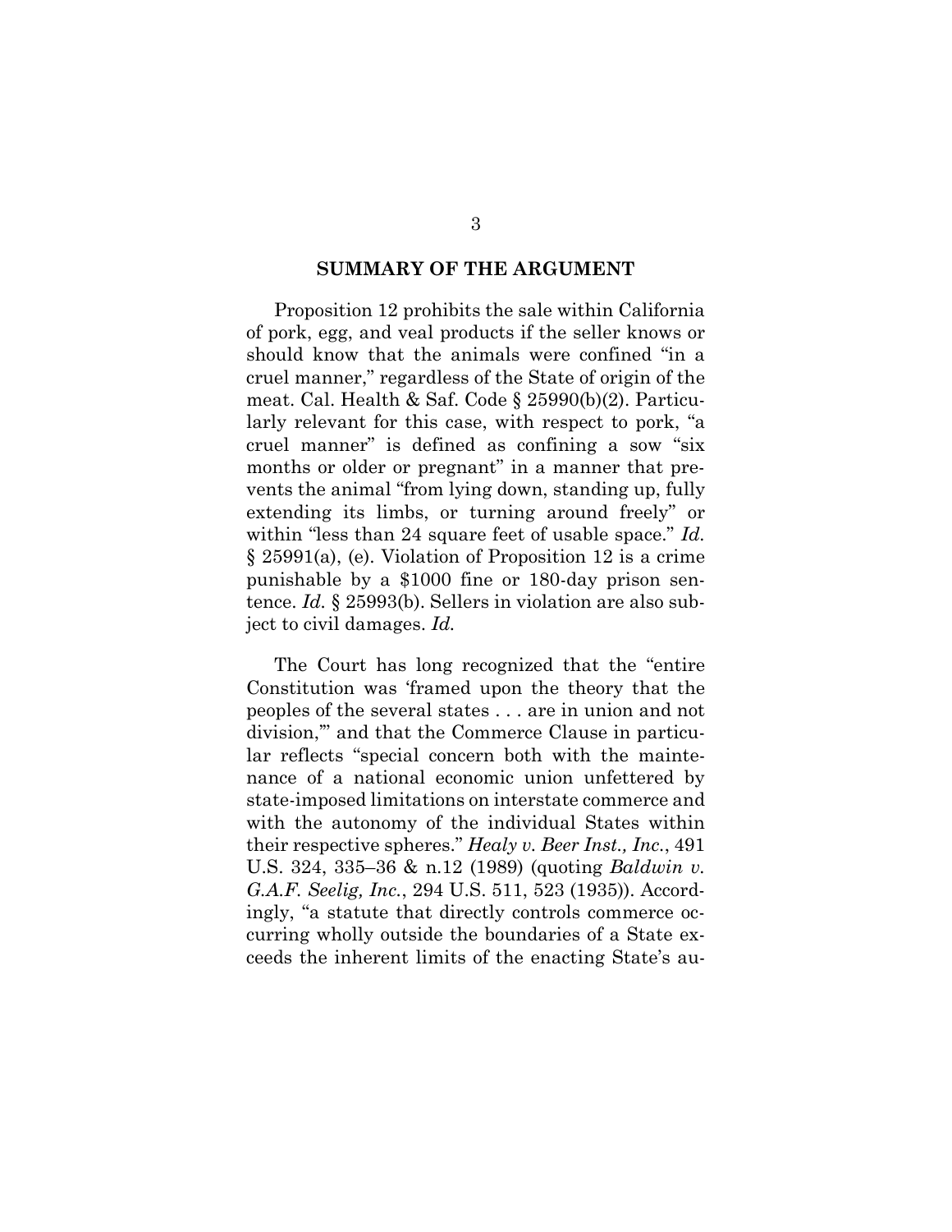## SUMMARY OF THE ARGUMENT

Proposition 12 prohibits the sale within California of pork, egg, and veal products if the seller knows or should know that the animals were confined "in a cruel manner," regardless of the State of origin of the meat. Cal. Health & Saf. Code § 25990(b)(2). Particularly relevant for this case, with respect to pork, "a cruel manner" is defined as confining a sow "six months or older or pregnant" in a manner that prevents the animal "from lying down, standing up, fully extending its limbs, or turning around freely" or within "less than 24 square feet of usable space." *Id.* § 25991(a), (e). Violation of Proposition 12 is a crime punishable by a $1000 fine or 180-day prison sentence. *Id.* § 25993(b). Sellers in violation are also subject to civil damages. *Id.*

The Court has long recognized that the "entire Constitution was 'framed upon the theory that the peoples of the several states . . . are in union and not division,'" and that the Commerce Clause in particular reflects "special concern both with the maintenance of a national economic union unfettered by state-imposed limitations on interstate commerce and with the autonomy of the individual States within their respective spheres." *Healy v. Beer Inst., Inc.*, 491 U.S. 324, 335–36 & n.12 (1989) (quoting *Baldwin v. G.A.F. Seelig, Inc.*, 294 U.S. 511, 523 (1935)). Accordingly, "a statute that directly controls commerce occurring wholly outside the boundaries of a State exceeds the inherent limits of the enacting State's au-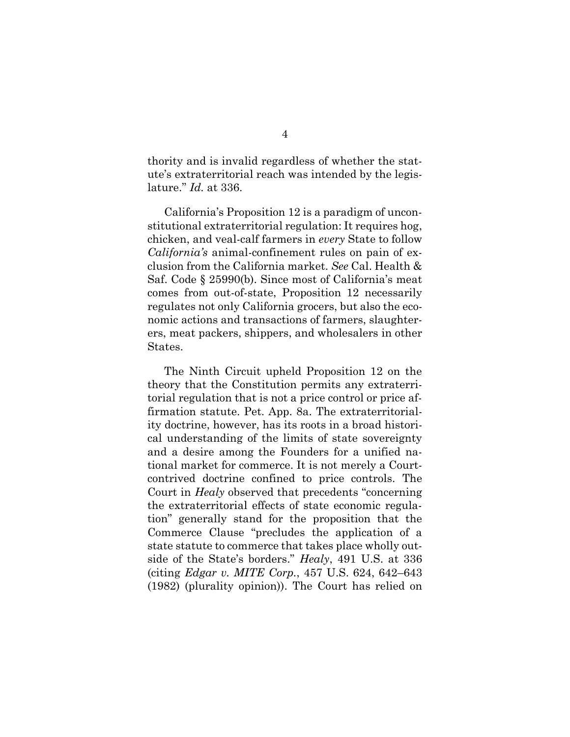thority and is invalid regardless of whether the statute's extraterritorial reach was intended by the legislature." *Id.* at 336.

California's Proposition 12 is a paradigm of unconstitutional extraterritorial regulation: It requires hog, chicken, and veal-calf farmers in *every* State to follow *California's* animal-confinement rules on pain of exclusion from the California market. *See* Cal. Health & Saf. Code § 25990(b). Since most of California's meat comes from out-of-state, Proposition 12 necessarily regulates not only California grocers, but also the economic actions and transactions of farmers, slaughterers, meat packers, shippers, and wholesalers in other States.

The Ninth Circuit upheld Proposition 12 on the theory that the Constitution permits any extraterritorial regulation that is not a price control or price affirmation statute. Pet. App. 8a. The extraterritoriality doctrine, however, has its roots in a broad historical understanding of the limits of state sovereignty and a desire among the Founders for a unified national market for commerce. It is not merely a Court-contrived doctrine confined to price controls. The Court in *Healy* observed that precedents "concerning the extraterritorial effects of state economic regulation" generally stand for the proposition that the Commerce Clause "precludes the application of a state statute to commerce that takes place wholly outside of the State's borders." *Healy*, 491 U.S. at 336 (citing *Edgar v. MITE Corp.*, 457 U.S. 624, 642–643 (1982) (plurality opinion)). The Court has relied on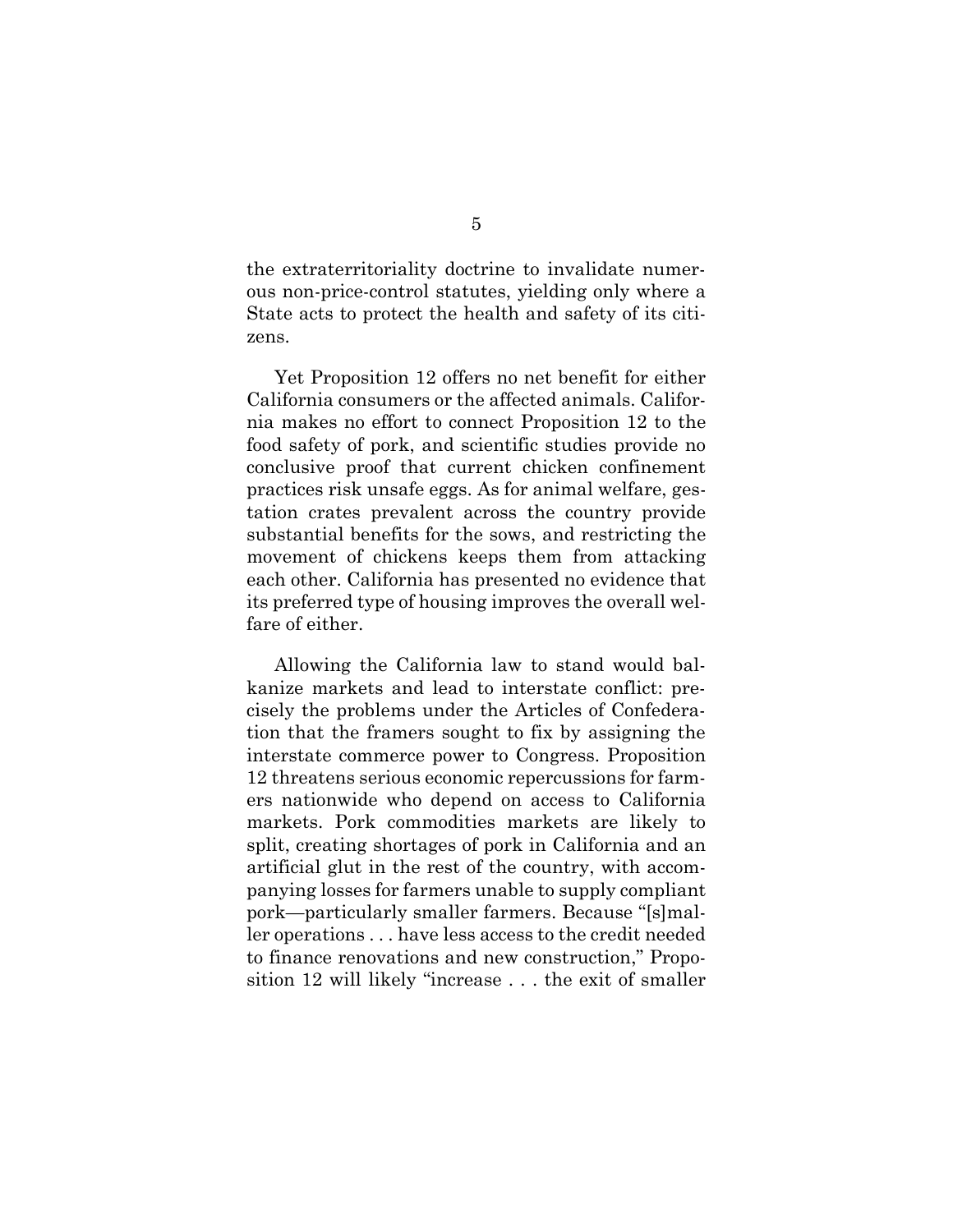the extraterritoriality doctrine to invalidate numerous non-price-control statutes, yielding only where a State acts to protect the health and safety of its citizens.

Yet Proposition 12 offers no net benefit for either California consumers or the affected animals. California makes no effort to connect Proposition 12 to the food safety of pork, and scientific studies provide no conclusive proof that current chicken confinement practices risk unsafe eggs. As for animal welfare, gestation crates prevalent across the country provide substantial benefits for the sows, and restricting the movement of chickens keeps them from attacking each other. California has presented no evidence that its preferred type of housing improves the overall welfare of either.

Allowing the California law to stand would balkanize markets and lead to interstate conflict: precisely the problems under the Articles of Confederation that the framers sought to fix by assigning the interstate commerce power to Congress. Proposition 12 threatens serious economic repercussions for farmers nationwide who depend on access to California markets. Pork commodities markets are likely to split, creating shortages of pork in California and an artificial glut in the rest of the country, with accompanying losses for farmers unable to supply compliant pork—particularly smaller farmers. Because "[s]maller operations . . . have less access to the credit needed to finance renovations and new construction," Proposition 12 will likely "increase . . . the exit of smaller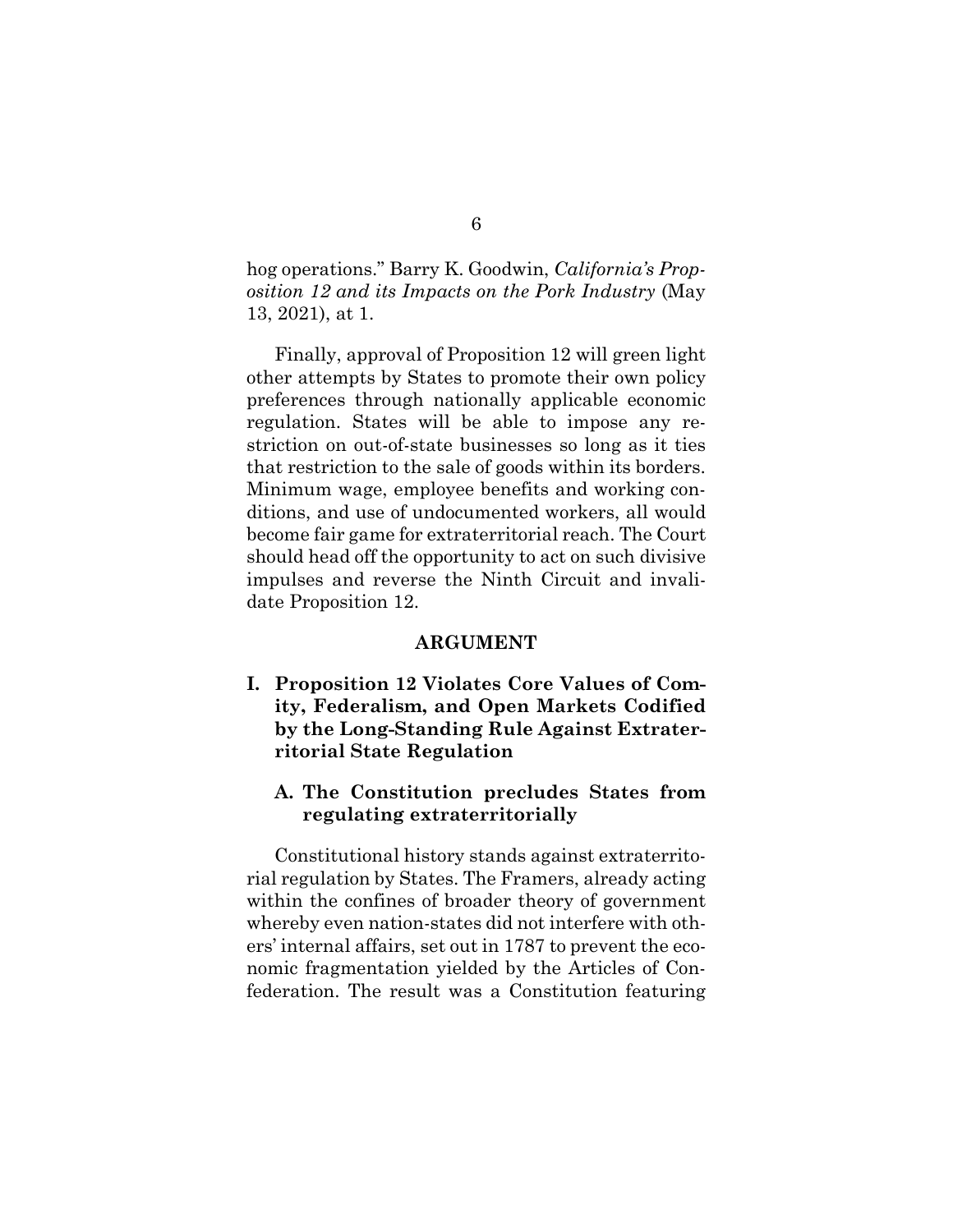hog operations." Barry K. Goodwin, *California's Proposition 12 and its Impacts on the Pork Industry* (May 13, 2021), at 1.

Finally, approval of Proposition 12 will green light other attempts by States to promote their own policy preferences through nationally applicable economic regulation. States will be able to impose any restriction on out-of-state businesses so long as it ties that restriction to the sale of goods within its borders. Minimum wage, employee benefits and working conditions, and use of undocumented workers, all would become fair game for extraterritorial reach. The Court should head off the opportunity to act on such divisive impulses and reverse the Ninth Circuit and invalidate Proposition 12.

## ARGUMENT

### I. Proposition 12 Violates Core Values of Comity, Federalism, and Open Markets Codified by the Long-Standing Rule Against Extraterritorial State Regulation

#### A. The Constitution precludes States from regulating extraterritorially

Constitutional history stands against extraterritorial regulation by States. The Framers, already acting within the confines of broader theory of government whereby even nation-states did not interfere with others' internal affairs, set out in 1787 to prevent the economic fragmentation yielded by the Articles of Confederation. The result was a Constitution featuring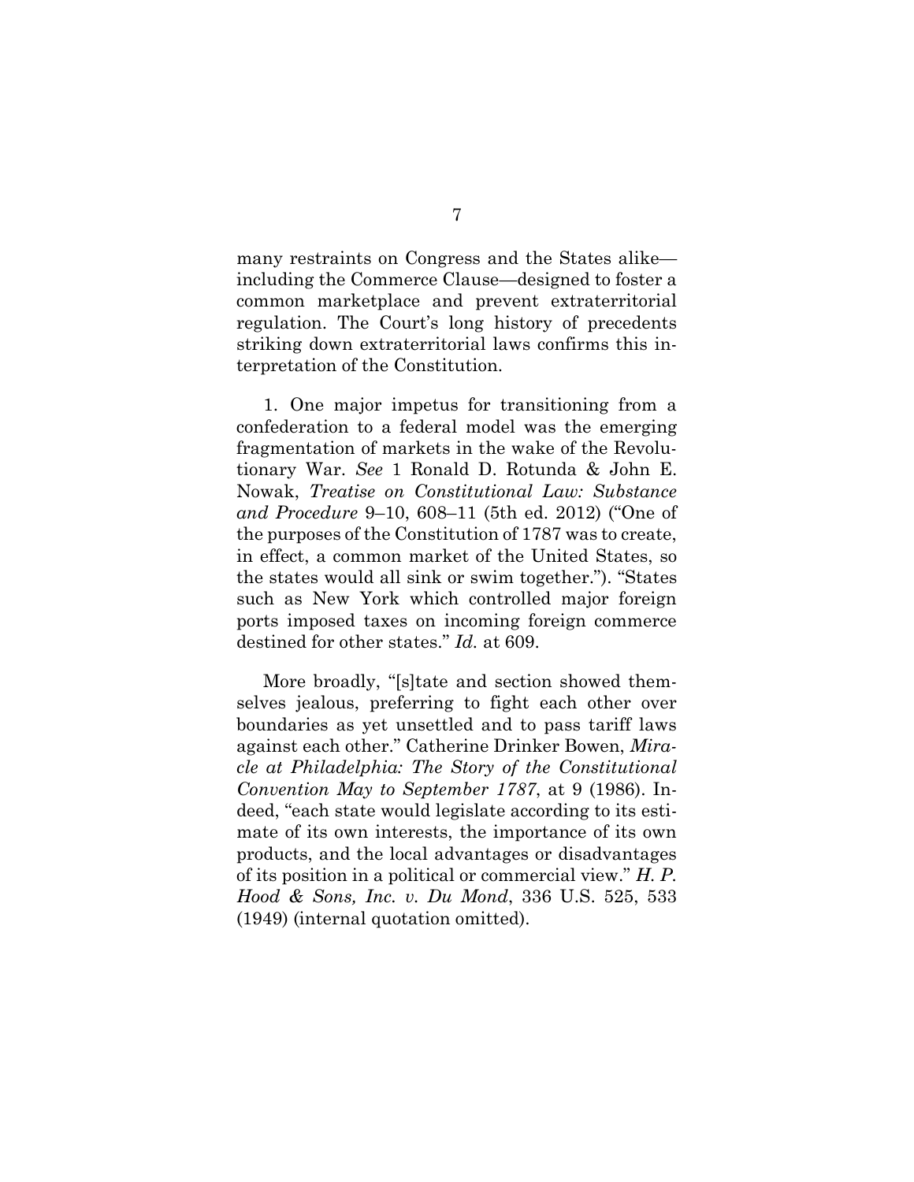many restraints on Congress and the States alike—including the Commerce Clause—designed to foster a common marketplace and prevent extraterritorial regulation. The Court's long history of precedents striking down extraterritorial laws confirms this interpretation of the Constitution.

1. One major impetus for transitioning from a confederation to a federal model was the emerging fragmentation of markets in the wake of the Revolutionary War. *See* 1 Ronald D. Rotunda & John E. Nowak, *Treatise on Constitutional Law: Substance and Procedure* 9–10, 608–11 (5th ed. 2012) ("One of the purposes of the Constitution of 1787 was to create, in effect, a common market of the United States, so the states would all sink or swim together."). "States such as New York which controlled major foreign ports imposed taxes on incoming foreign commerce destined for other states." *Id.* at 609.

More broadly, "[s]tate and section showed themselves jealous, preferring to fight each other over boundaries as yet unsettled and to pass tariff laws against each other." Catherine Drinker Bowen, *Miracle at Philadelphia: The Story of the Constitutional Convention May to September 1787*, at 9 (1986). Indeed, "each state would legislate according to its estimate of its own interests, the importance of its own products, and the local advantages or disadvantages of its position in a political or commercial view." *H. P. Hood & Sons, Inc. v. Du Mond*, 336 U.S. 525, 533 (1949) (internal quotation omitted).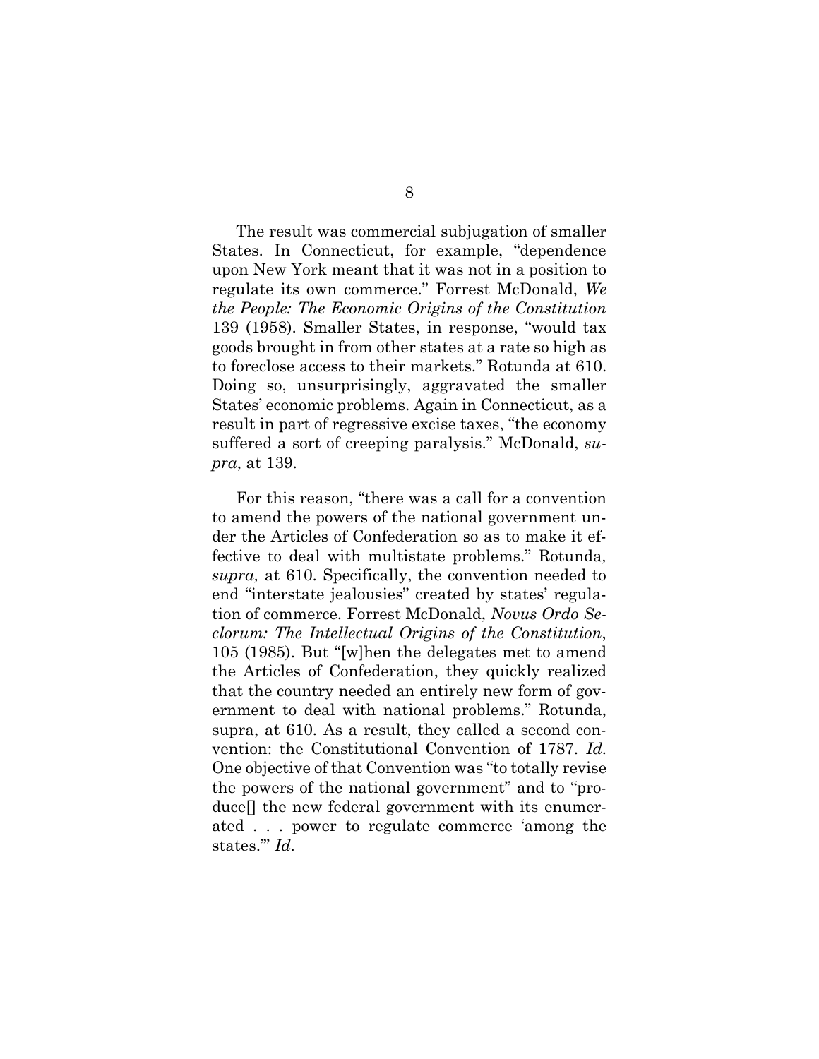The result was commercial subjugation of smaller States. In Connecticut, for example, "dependence upon New York meant that it was not in a position to regulate its own commerce." Forrest McDonald, *We the People: The Economic Origins of the Constitution* 139 (1958). Smaller States, in response, "would tax goods brought in from other states at a rate so high as to foreclose access to their markets." Rotunda at 610. Doing so, unsurprisingly, aggravated the smaller States' economic problems. Again in Connecticut, as a result in part of regressive excise taxes, "the economy suffered a sort of creeping paralysis." McDonald, *supra*, at 139.

For this reason, "there was a call for a convention to amend the powers of the national government under the Articles of Confederation so as to make it effective to deal with multistate problems." Rotunda*, supra,* at 610. Specifically, the convention needed to end "interstate jealousies" created by states' regulation of commerce. Forrest McDonald, *Novus Ordo Seclorum: The Intellectual Origins of the Constitution*, 105 (1985). But "[w]hen the delegates met to amend the Articles of Confederation, they quickly realized that the country needed an entirely new form of government to deal with national problems." Rotunda, supra, at 610. As a result, they called a second convention: the Constitutional Convention of 1787. *Id.* One objective of that Convention was "to totally revise the powers of the national government" and to "produce[] the new federal government with its enumerated . . . power to regulate commerce 'among the states.'" *Id.*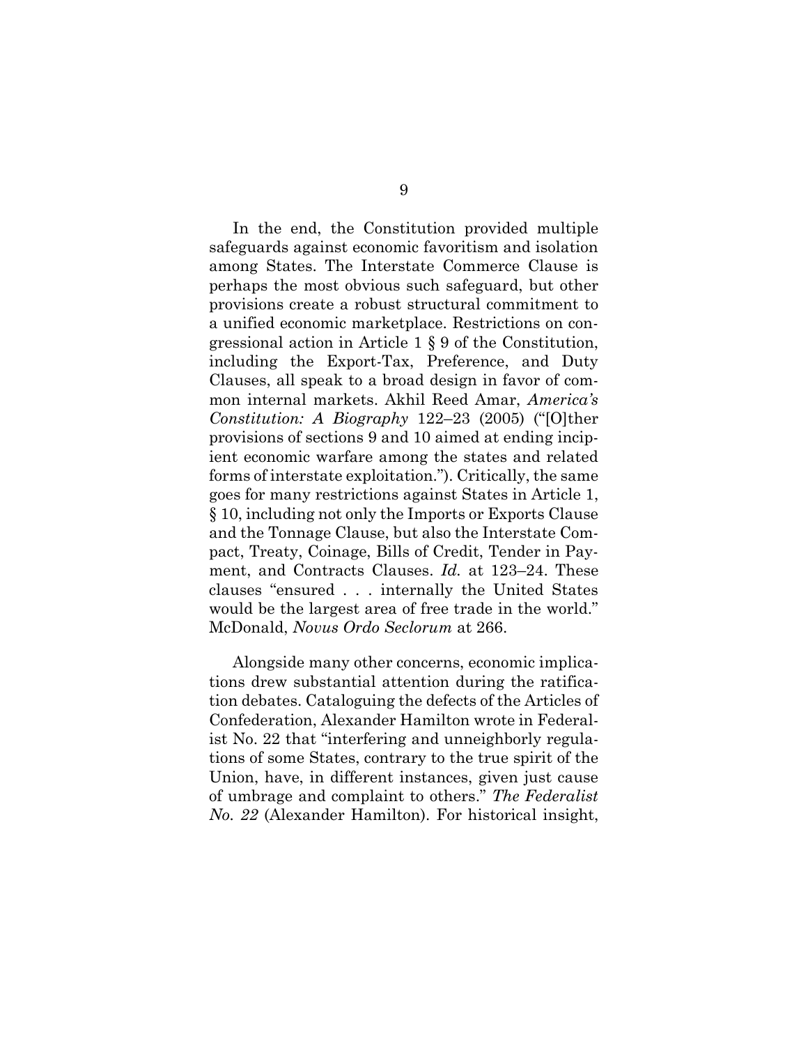In the end, the Constitution provided multiple safeguards against economic favoritism and isolation among States. The Interstate Commerce Clause is perhaps the most obvious such safeguard, but other provisions create a robust structural commitment to a unified economic marketplace. Restrictions on congressional action in Article 1 § 9 of the Constitution, including the Export-Tax, Preference, and Duty Clauses, all speak to a broad design in favor of common internal markets. Akhil Reed Amar, *America's Constitution: A Biography* 122–23 (2005) ("[O]ther provisions of sections 9 and 10 aimed at ending incipient economic warfare among the states and related forms of interstate exploitation."). Critically, the same goes for many restrictions against States in Article 1, § 10, including not only the Imports or Exports Clause and the Tonnage Clause, but also the Interstate Compact, Treaty, Coinage, Bills of Credit, Tender in Payment, and Contracts Clauses. *Id.* at 123–24. These clauses "ensured . . . internally the United States would be the largest area of free trade in the world." McDonald, *Novus Ordo Seclorum* at 266.

Alongside many other concerns, economic implications drew substantial attention during the ratification debates. Cataloguing the defects of the Articles of Confederation, Alexander Hamilton wrote in Federalist No. 22 that "interfering and unneighborly regulations of some States, contrary to the true spirit of the Union, have, in different instances, given just cause of umbrage and complaint to others." *The Federalist No. 22* (Alexander Hamilton). For historical insight,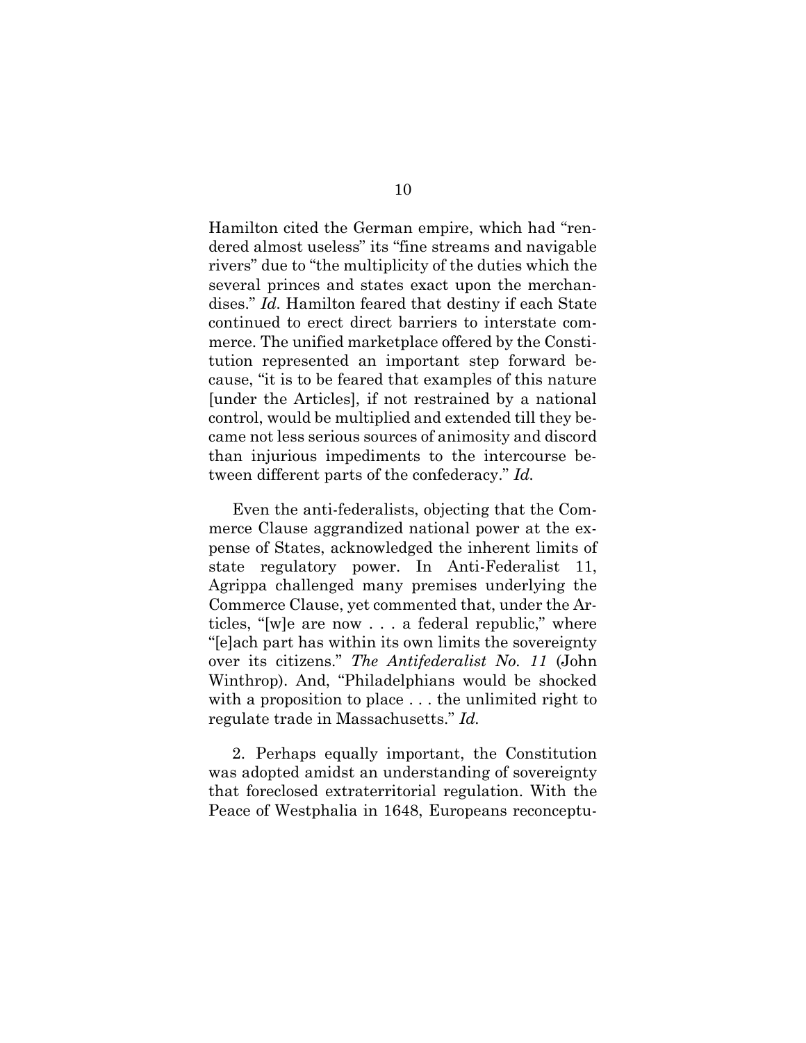Hamilton cited the German empire, which had "rendered almost useless" its "fine streams and navigable rivers" due to "the multiplicity of the duties which the several princes and states exact upon the merchandises." *Id.* Hamilton feared that destiny if each State continued to erect direct barriers to interstate commerce. The unified marketplace offered by the Constitution represented an important step forward because, "it is to be feared that examples of this nature [under the Articles], if not restrained by a national control, would be multiplied and extended till they became not less serious sources of animosity and discord than injurious impediments to the intercourse between different parts of the confederacy." *Id.*

Even the anti-federalists, objecting that the Commerce Clause aggrandized national power at the expense of States, acknowledged the inherent limits of state regulatory power. In Anti-Federalist 11, Agrippa challenged many premises underlying the Commerce Clause, yet commented that, under the Articles, "[w]e are now . . . a federal republic," where "[e]ach part has within its own limits the sovereignty over its citizens." *The Antifederalist No. 11* (John Winthrop). And, "Philadelphians would be shocked with a proposition to place . . . the unlimited right to regulate trade in Massachusetts." *Id.*

2. Perhaps equally important, the Constitution was adopted amidst an understanding of sovereignty that foreclosed extraterritorial regulation. With the Peace of Westphalia in 1648, Europeans reconceptu-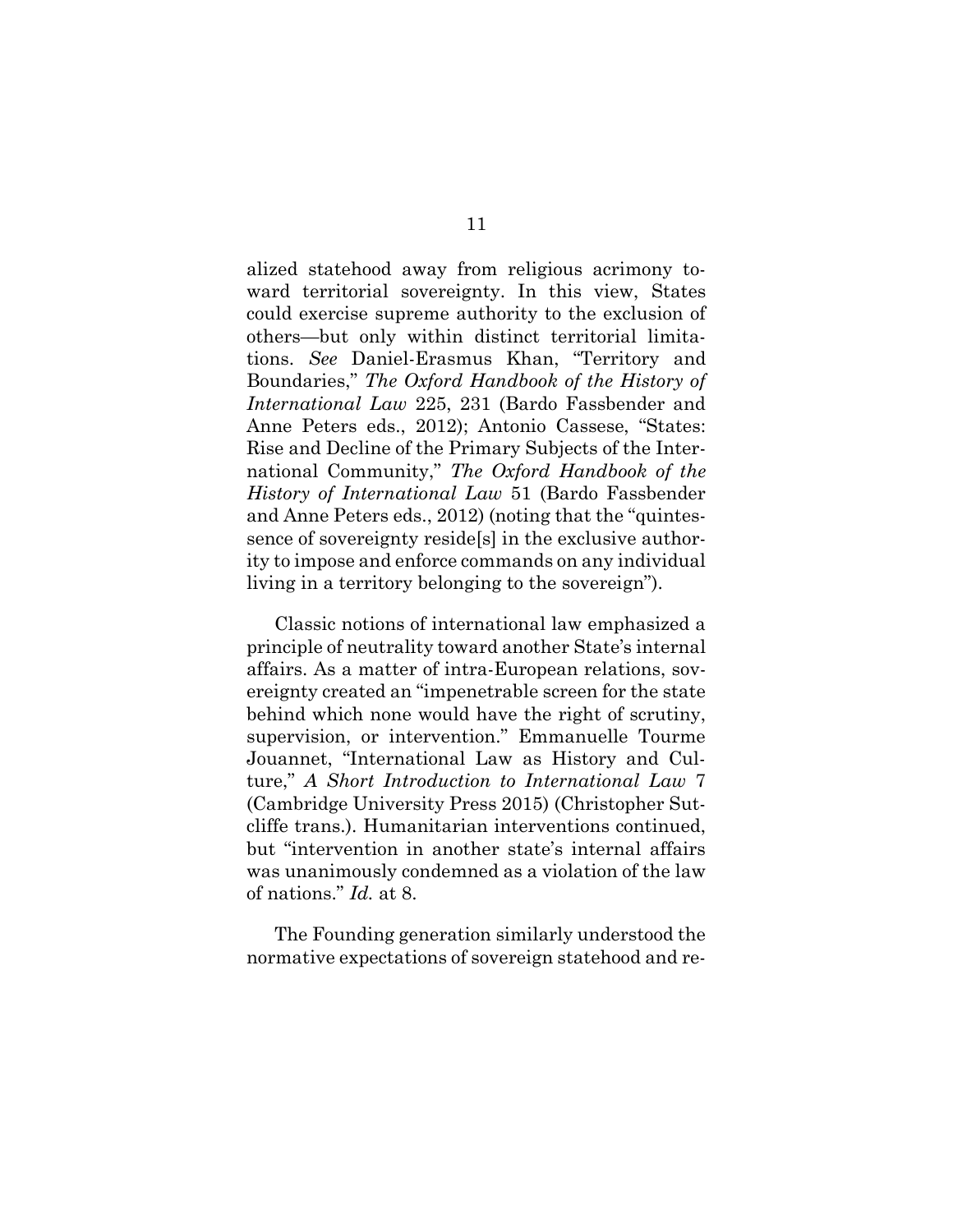alized statehood away from religious acrimony toward territorial sovereignty. In this view, States could exercise supreme authority to the exclusion of others—but only within distinct territorial limitations. *See* Daniel-Erasmus Khan, "Territory and Boundaries," *The Oxford Handbook of the History of International Law* 225, 231 (Bardo Fassbender and Anne Peters eds., 2012); Antonio Cassese, "States: Rise and Decline of the Primary Subjects of the International Community," *The Oxford Handbook of the History of International Law* 51 (Bardo Fassbender and Anne Peters eds., 2012) (noting that the "quintessence of sovereignty reside[s] in the exclusive authority to impose and enforce commands on any individual living in a territory belonging to the sovereign").

Classic notions of international law emphasized a principle of neutrality toward another State's internal affairs. As a matter of intra-European relations, sovereignty created an "impenetrable screen for the state behind which none would have the right of scrutiny, supervision, or intervention." Emmanuelle Tourme Jouannet, "International Law as History and Culture," *A Short Introduction to International Law* 7 (Cambridge University Press 2015) (Christopher Sutcliffe trans.). Humanitarian interventions continued, but "intervention in another state's internal affairs was unanimously condemned as a violation of the law of nations." *Id.* at 8.

The Founding generation similarly understood the normative expectations of sovereign statehood and re-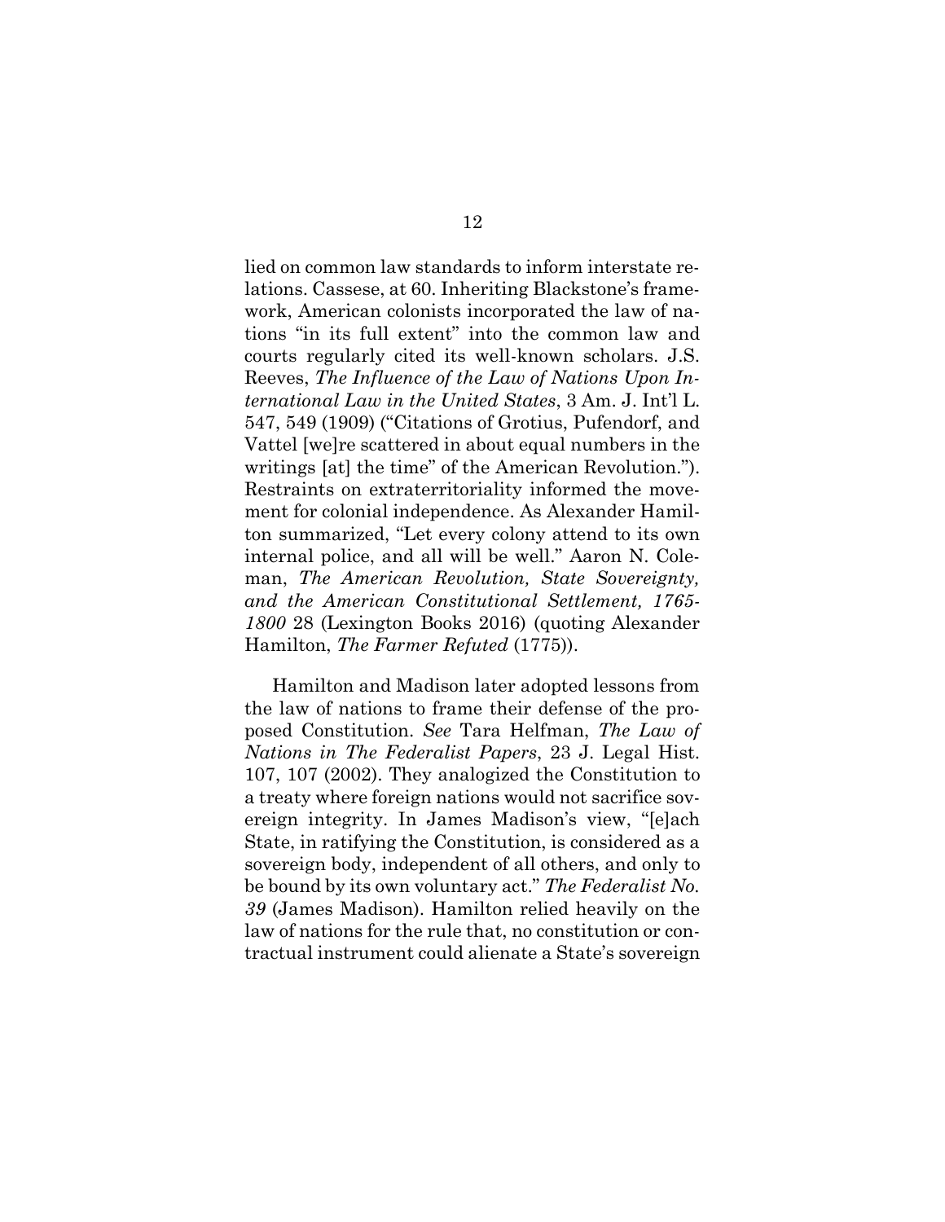lied on common law standards to inform interstate relations. Cassese, at 60. Inheriting Blackstone's framework, American colonists incorporated the law of nations "in its full extent" into the common law and courts regularly cited its well-known scholars. J.S. Reeves, *The Influence of the Law of Nations Upon International Law in the United States*, 3 Am. J. Int'l L. 547, 549 (1909) ("Citations of Grotius, Pufendorf, and Vattel [we]re scattered in about equal numbers in the writings [at] the time" of the American Revolution."). Restraints on extraterritoriality informed the movement for colonial independence. As Alexander Hamilton summarized, "Let every colony attend to its own internal police, and all will be well." Aaron N. Coleman, *The American Revolution, State Sovereignty, and the American Constitutional Settlement, 1765-1800* 28 (Lexington Books 2016) (quoting Alexander Hamilton, *The Farmer Refuted* (1775)).

Hamilton and Madison later adopted lessons from the law of nations to frame their defense of the proposed Constitution. *See* Tara Helfman, *The Law of Nations in The Federalist Papers*, 23 J. Legal Hist. 107, 107 (2002). They analogized the Constitution to a treaty where foreign nations would not sacrifice sovereign integrity. In James Madison's view, "[e]ach State, in ratifying the Constitution, is considered as a sovereign body, independent of all others, and only to be bound by its own voluntary act." *The Federalist No. 39* (James Madison). Hamilton relied heavily on the law of nations for the rule that, no constitution or contractual instrument could alienate a State's sovereign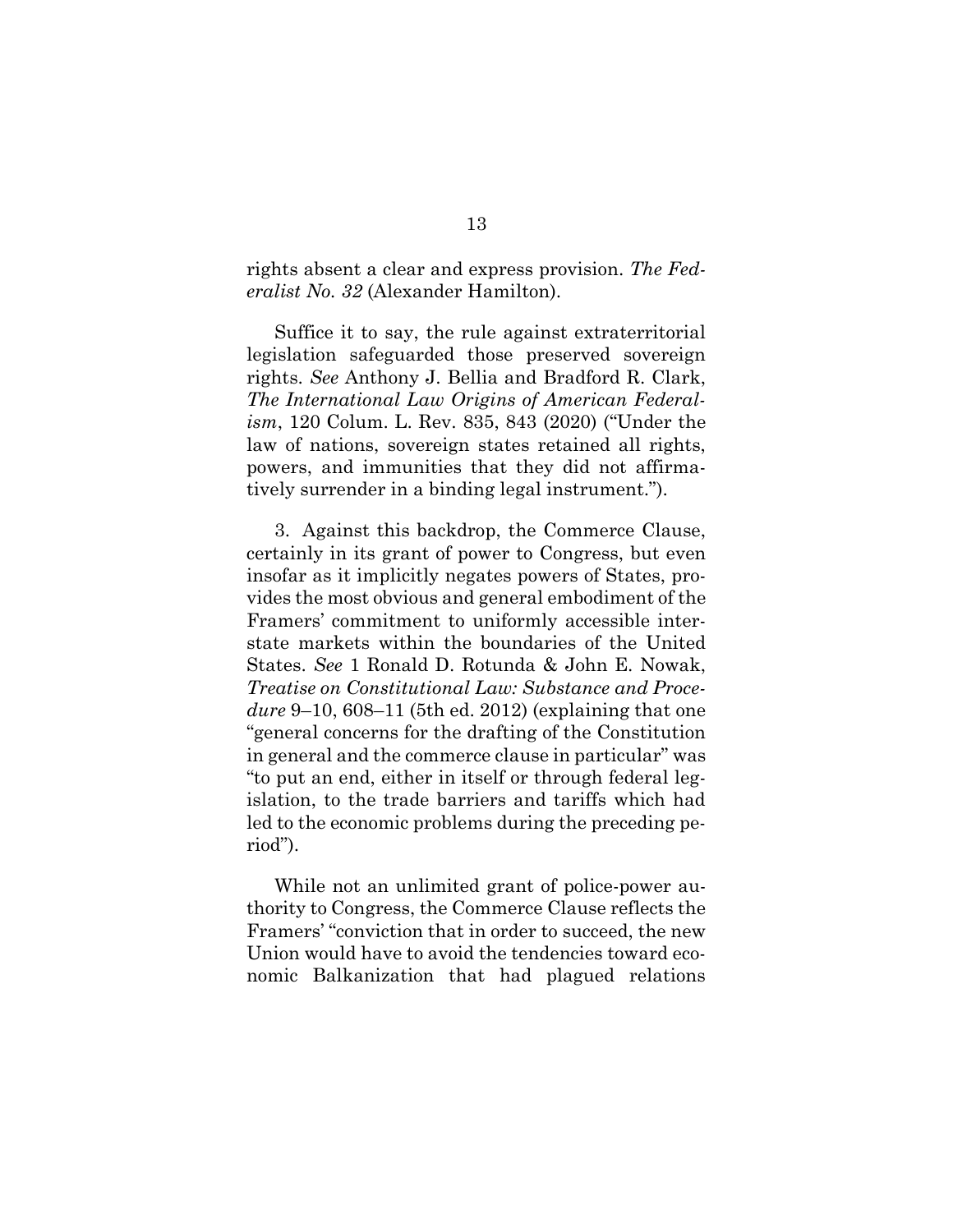rights absent a clear and express provision. *The Federalist No. 32* (Alexander Hamilton).

Suffice it to say, the rule against extraterritorial legislation safeguarded those preserved sovereign rights. *See* Anthony J. Bellia and Bradford R. Clark, *The International Law Origins of American Federalism*, 120 Colum. L. Rev. 835, 843 (2020) ("Under the law of nations, sovereign states retained all rights, powers, and immunities that they did not affirmatively surrender in a binding legal instrument.").

3. Against this backdrop, the Commerce Clause, certainly in its grant of power to Congress, but even insofar as it implicitly negates powers of States, provides the most obvious and general embodiment of the Framers' commitment to uniformly accessible interstate markets within the boundaries of the United States. *See* 1 Ronald D. Rotunda & John E. Nowak, *Treatise on Constitutional Law: Substance and Procedure* 9–10, 608–11 (5th ed. 2012) (explaining that one "general concerns for the drafting of the Constitution in general and the commerce clause in particular" was "to put an end, either in itself or through federal legislation, to the trade barriers and tariffs which had led to the economic problems during the preceding period").

While not an unlimited grant of police-power authority to Congress, the Commerce Clause reflects the Framers' "conviction that in order to succeed, the new Union would have to avoid the tendencies toward economic Balkanization that had plagued relations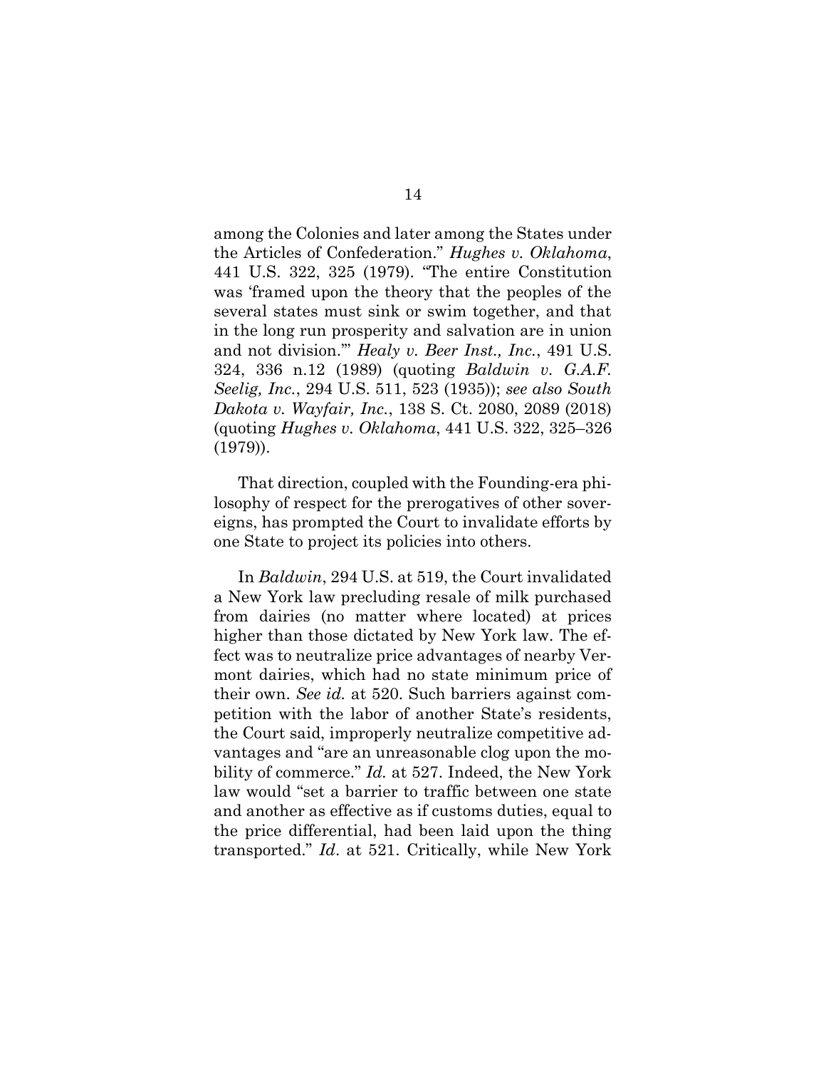among the Colonies and later among the States under the Articles of Confederation." *Hughes v. Oklahoma*, 441 U.S. 322, 325 (1979). "The entire Constitution was 'framed upon the theory that the peoples of the several states must sink or swim together, and that in the long run prosperity and salvation are in union and not division.'" *Healy v. Beer Inst., Inc.*, 491 U.S. 324, 336 n.12 (1989) (quoting *Baldwin v. G.A.F. Seelig, Inc.*, 294 U.S. 511, 523 (1935)); *see also South Dakota v. Wayfair, Inc.*, 138 S. Ct. 2080, 2089 (2018) (quoting *Hughes v. Oklahoma*, 441 U.S. 322, 325–326 (1979)).

That direction, coupled with the Founding-era philosophy of respect for the prerogatives of other sovereigns, has prompted the Court to invalidate efforts by one State to project its policies into others.

In *Baldwin*, 294 U.S. at 519, the Court invalidated a New York law precluding resale of milk purchased from dairies (no matter where located) at prices higher than those dictated by New York law. The effect was to neutralize price advantages of nearby Vermont dairies, which had no state minimum price of their own. *See id.* at 520. Such barriers against competition with the labor of another State's residents, the Court said, improperly neutralize competitive advantages and "are an unreasonable clog upon the mobility of commerce." *Id.* at 527. Indeed, the New York law would "set a barrier to traffic between one state and another as effective as if customs duties, equal to the price differential, had been laid upon the thing transported." *Id*. at 521. Critically, while New York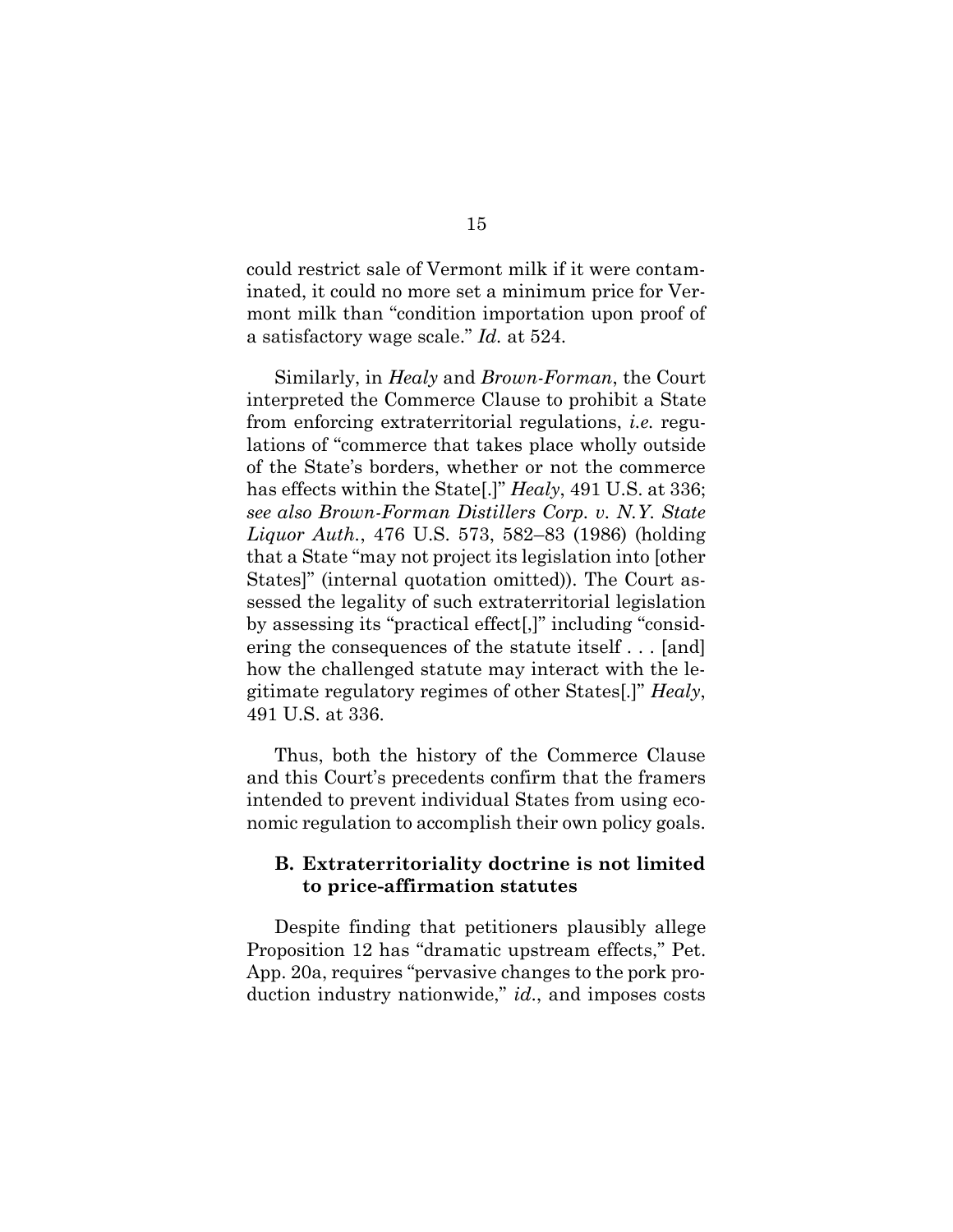could restrict sale of Vermont milk if it were contaminated, it could no more set a minimum price for Vermont milk than "condition importation upon proof of a satisfactory wage scale." *Id.* at 524.

Similarly, in *Healy* and *Brown-Forman*, the Court interpreted the Commerce Clause to prohibit a State from enforcing extraterritorial regulations, *i.e.* regulations of "commerce that takes place wholly outside of the State's borders, whether or not the commerce has effects within the State[.]" *Healy*, 491 U.S. at 336; *see also Brown-Forman Distillers Corp. v. N.Y. State Liquor Auth.*, 476 U.S. 573, 582–83 (1986) (holding that a State "may not project its legislation into [other States]" (internal quotation omitted)). The Court assessed the legality of such extraterritorial legislation by assessing its "practical effect[,]" including "considering the consequences of the statute itself . . . [and] how the challenged statute may interact with the legitimate regulatory regimes of other States[.]" *Healy*, 491 U.S. at 336.

Thus, both the history of the Commerce Clause and this Court's precedents confirm that the framers intended to prevent individual States from using economic regulation to accomplish their own policy goals.

### B. Extraterritoriality doctrine is not limited to price-affirmation statutes

Despite finding that petitioners plausibly allege Proposition 12 has "dramatic upstream effects," Pet. App. 20a, requires "pervasive changes to the pork production industry nationwide," *id.*, and imposes costs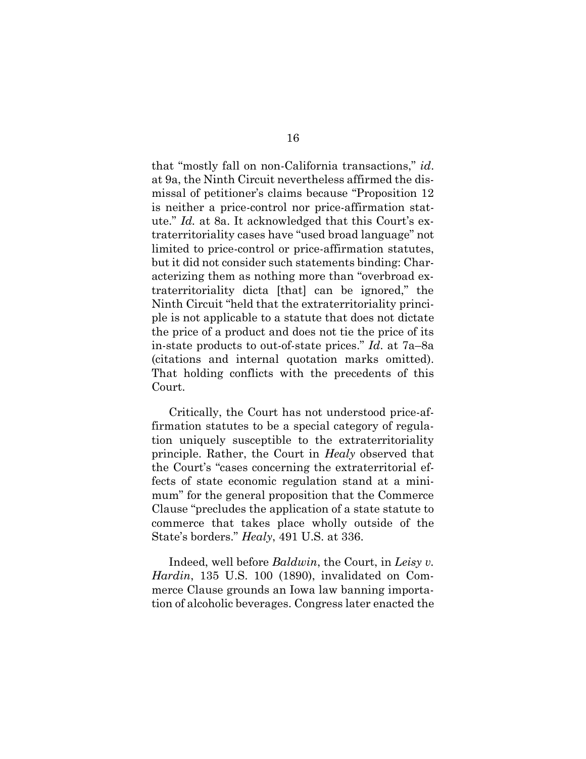that "mostly fall on non-California transactions," *id*. at 9a, the Ninth Circuit nevertheless affirmed the dismissal of petitioner's claims because "Proposition 12 is neither a price-control nor price-affirmation statute." *Id.* at 8a. It acknowledged that this Court's extraterritoriality cases have "used broad language" not limited to price-control or price-affirmation statutes, but it did not consider such statements binding: Characterizing them as nothing more than "overbroad extraterritoriality dicta [that] can be ignored," the Ninth Circuit "held that the extraterritoriality principle is not applicable to a statute that does not dictate the price of a product and does not tie the price of its in-state products to out-of-state prices." *Id*. at 7a–8a (citations and internal quotation marks omitted). That holding conflicts with the precedents of this Court.

Critically, the Court has not understood price-affirmation statutes to be a special category of regulation uniquely susceptible to the extraterritoriality principle. Rather, the Court in *Healy* observed that the Court's "cases concerning the extraterritorial effects of state economic regulation stand at a minimum" for the general proposition that the Commerce Clause "precludes the application of a state statute to commerce that takes place wholly outside of the State's borders." *Healy*, 491 U.S. at 336.

Indeed, well before *Baldwin*, the Court, in *Leisy v. Hardin*, 135 U.S. 100 (1890), invalidated on Commerce Clause grounds an Iowa law banning importation of alcoholic beverages. Congress later enacted the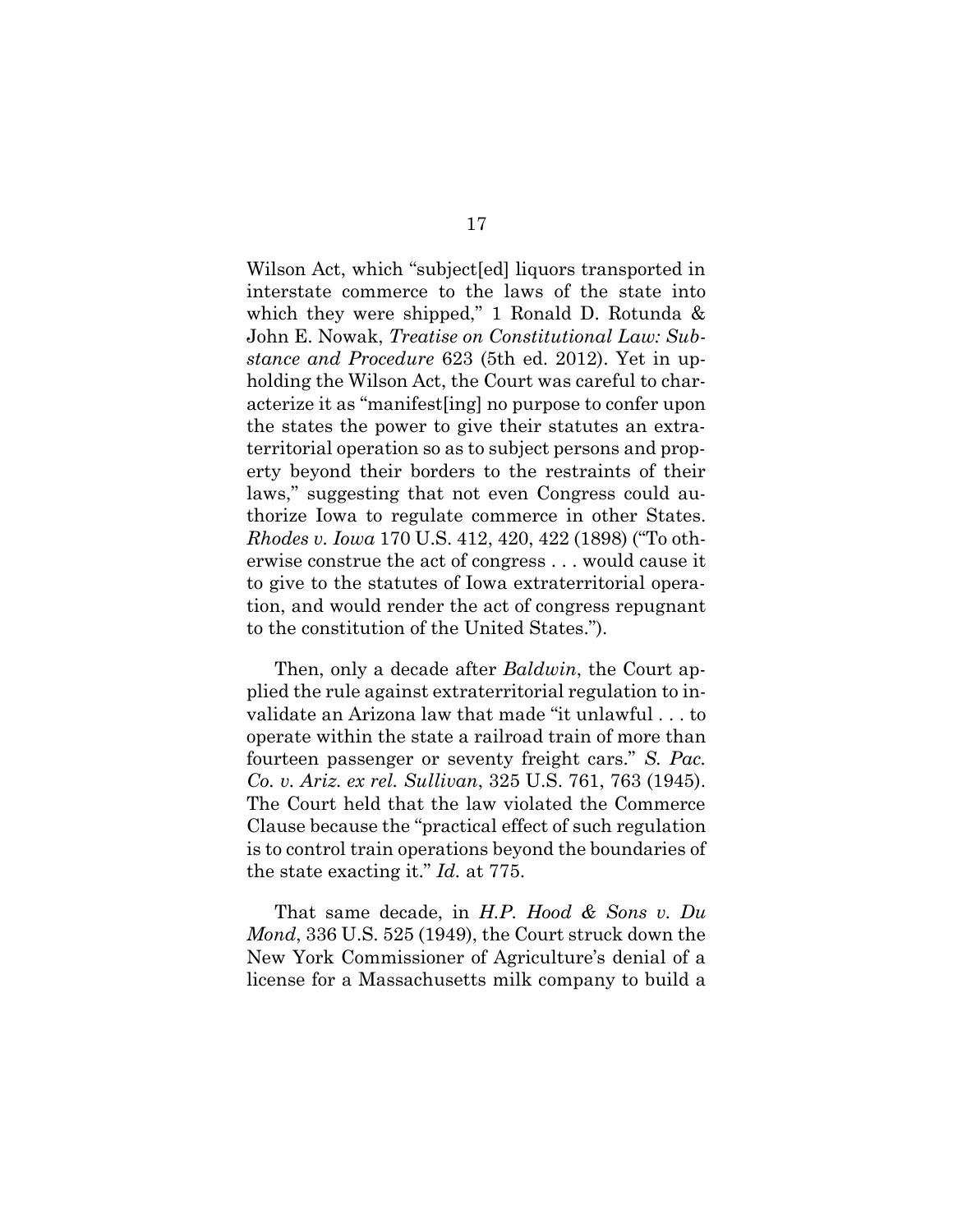Wilson Act, which "subject[ed] liquors transported in interstate commerce to the laws of the state into which they were shipped," 1 Ronald D. Rotunda & John E. Nowak, *Treatise on Constitutional Law: Substance and Procedure* 623 (5th ed. 2012). Yet in upholding the Wilson Act, the Court was careful to characterize it as "manifest[ing] no purpose to confer upon the states the power to give their statutes an extraterritorial operation so as to subject persons and property beyond their borders to the restraints of their laws," suggesting that not even Congress could authorize Iowa to regulate commerce in other States. *Rhodes v. Iowa* 170 U.S. 412, 420, 422 (1898) ("To otherwise construe the act of congress . . . would cause it to give to the statutes of Iowa extraterritorial operation, and would render the act of congress repugnant to the constitution of the United States.").

Then, only a decade after *Baldwin*, the Court applied the rule against extraterritorial regulation to invalidate an Arizona law that made "it unlawful . . . to operate within the state a railroad train of more than fourteen passenger or seventy freight cars." *S. Pac. Co. v. Ariz. ex rel. Sullivan*, 325 U.S. 761, 763 (1945). The Court held that the law violated the Commerce Clause because the "practical effect of such regulation is to control train operations beyond the boundaries of the state exacting it." *Id.* at 775.

That same decade, in *H.P. Hood & Sons v. Du Mond*, 336 U.S. 525 (1949), the Court struck down the New York Commissioner of Agriculture's denial of a license for a Massachusetts milk company to build a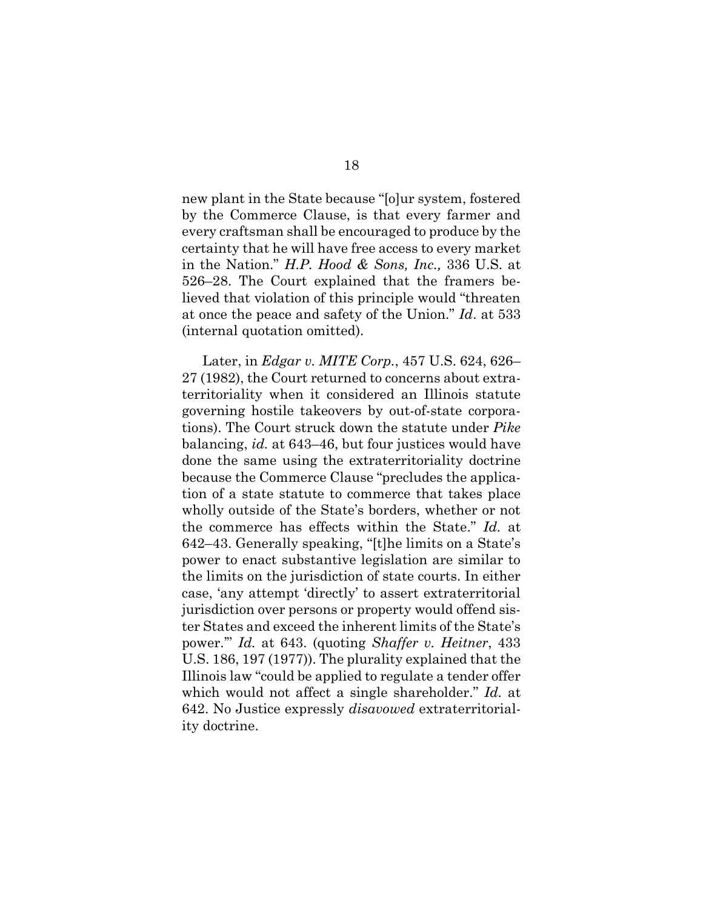new plant in the State because "[o]ur system, fostered by the Commerce Clause, is that every farmer and every craftsman shall be encouraged to produce by the certainty that he will have free access to every market in the Nation." *H.P. Hood & Sons, Inc.,* 336 U.S. at 526–28. The Court explained that the framers believed that violation of this principle would "threaten at once the peace and safety of the Union." *Id*. at 533 (internal quotation omitted).

Later, in *Edgar v. MITE Corp.*, 457 U.S. 624, 626–27 (1982), the Court returned to concerns about extraterritoriality when it considered an Illinois statute governing hostile takeovers by out-of-state corporations). The Court struck down the statute under *Pike* balancing, *id.* at 643–46, but four justices would have done the same using the extraterritoriality doctrine because the Commerce Clause "precludes the application of a state statute to commerce that takes place wholly outside of the State's borders, whether or not the commerce has effects within the State." *Id.* at 642–43. Generally speaking, "[t]he limits on a State's power to enact substantive legislation are similar to the limits on the jurisdiction of state courts. In either case, 'any attempt 'directly' to assert extraterritorial jurisdiction over persons or property would offend sister States and exceed the inherent limits of the State's power.'" *Id.* at 643. (quoting *Shaffer v. Heitner*, 433 U.S. 186, 197 (1977)). The plurality explained that the Illinois law "could be applied to regulate a tender offer which would not affect a single shareholder." *Id.* at 642. No Justice expressly *disavowed* extraterritoriality doctrine.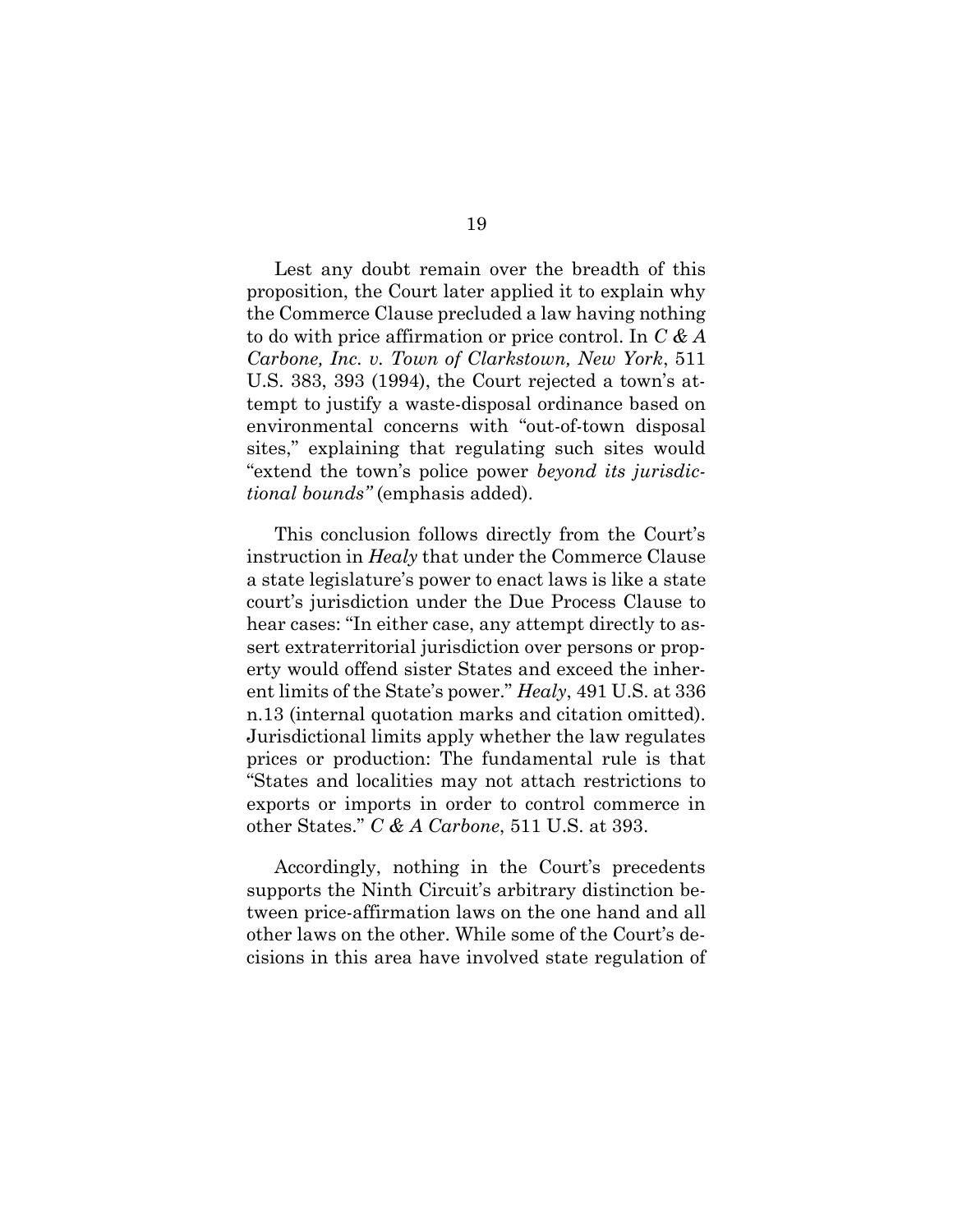Lest any doubt remain over the breadth of this proposition, the Court later applied it to explain why the Commerce Clause precluded a law having nothing to do with price affirmation or price control. In *C & A Carbone, Inc. v. Town of Clarkstown, New York*, 511 U.S. 383, 393 (1994), the Court rejected a town's attempt to justify a waste-disposal ordinance based on environmental concerns with "out-of-town disposal sites," explaining that regulating such sites would "extend the town's police power *beyond its jurisdictional bounds"* (emphasis added).

This conclusion follows directly from the Court's instruction in *Healy* that under the Commerce Clause a state legislature's power to enact laws is like a state court's jurisdiction under the Due Process Clause to hear cases: "In either case, any attempt directly to assert extraterritorial jurisdiction over persons or property would offend sister States and exceed the inherent limits of the State's power." *Healy*, 491 U.S. at 336 n.13 (internal quotation marks and citation omitted). Jurisdictional limits apply whether the law regulates prices or production: The fundamental rule is that "States and localities may not attach restrictions to exports or imports in order to control commerce in other States." *C & A Carbone*, 511 U.S. at 393.

Accordingly, nothing in the Court's precedents supports the Ninth Circuit's arbitrary distinction between price-affirmation laws on the one hand and all other laws on the other. While some of the Court's decisions in this area have involved state regulation of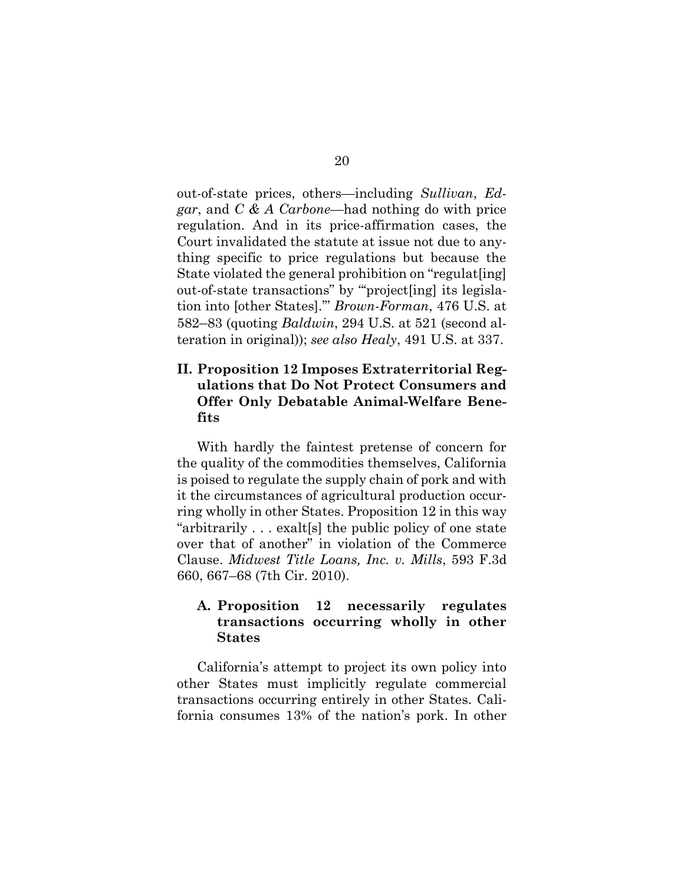out-of-state prices, others—including *Sullivan*, *Edgar*, and *C & A Carbone*—had nothing do with price regulation. And in its price-affirmation cases, the Court invalidated the statute at issue not due to anything specific to price regulations but because the State violated the general prohibition on "regulat[ing] out-of-state transactions" by "'project[ing] its legislation into [other States].'" *Brown-Forman*, 476 U.S. at 582–83 (quoting *Baldwin*, 294 U.S. at 521 (second alteration in original)); *see also Healy*, 491 U.S. at 337.

## II. Proposition 12 Imposes Extraterritorial Regulations that Do Not Protect Consumers and Offer Only Debatable Animal-Welfare Benefits

With hardly the faintest pretense of concern for the quality of the commodities themselves, California is poised to regulate the supply chain of pork and with it the circumstances of agricultural production occurring wholly in other States. Proposition 12 in this way "arbitrarily . . . exalt[s] the public policy of one state over that of another" in violation of the Commerce Clause. *Midwest Title Loans, Inc. v. Mills*, 593 F.3d 660, 667–68 (7th Cir. 2010).

### A. Proposition 12 necessarily regulates transactions occurring wholly in other States

California's attempt to project its own policy into other States must implicitly regulate commercial transactions occurring entirely in other States. California consumes 13% of the nation's pork. In other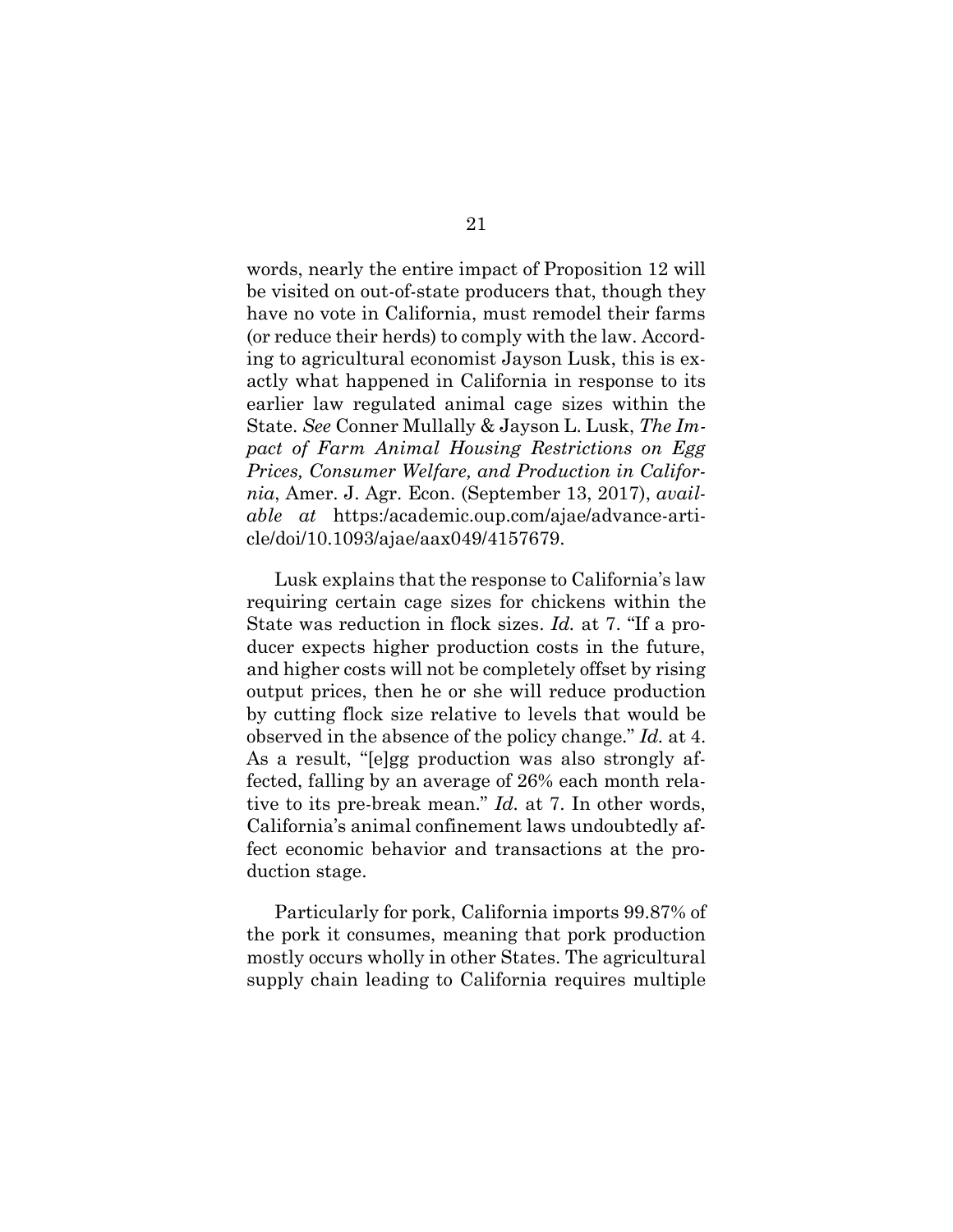words, nearly the entire impact of Proposition 12 will be visited on out-of-state producers that, though they have no vote in California, must remodel their farms (or reduce their herds) to comply with the law. According to agricultural economist Jayson Lusk, this is exactly what happened in California in response to its earlier law regulated animal cage sizes within the State. *See* Conner Mullally & Jayson L. Lusk, *The Impact of Farm Animal Housing Restrictions on Egg Prices, Consumer Welfare, and Production in California*, Amer. J. Agr. Econ. (September 13, 2017), *available at* https:/academic.oup.com/ajae/advance-article/doi/10.1093/ajae/aax049/4157679.

Lusk explains that the response to California's law requiring certain cage sizes for chickens within the State was reduction in flock sizes. *Id.* at 7. "If a producer expects higher production costs in the future, and higher costs will not be completely offset by rising output prices, then he or she will reduce production by cutting flock size relative to levels that would be observed in the absence of the policy change." *Id.* at 4. As a result, "[e]gg production was also strongly affected, falling by an average of 26% each month relative to its pre-break mean." *Id.* at 7. In other words, California's animal confinement laws undoubtedly affect economic behavior and transactions at the production stage.

Particularly for pork, California imports 99.87% of the pork it consumes, meaning that pork production mostly occurs wholly in other States. The agricultural supply chain leading to California requires multiple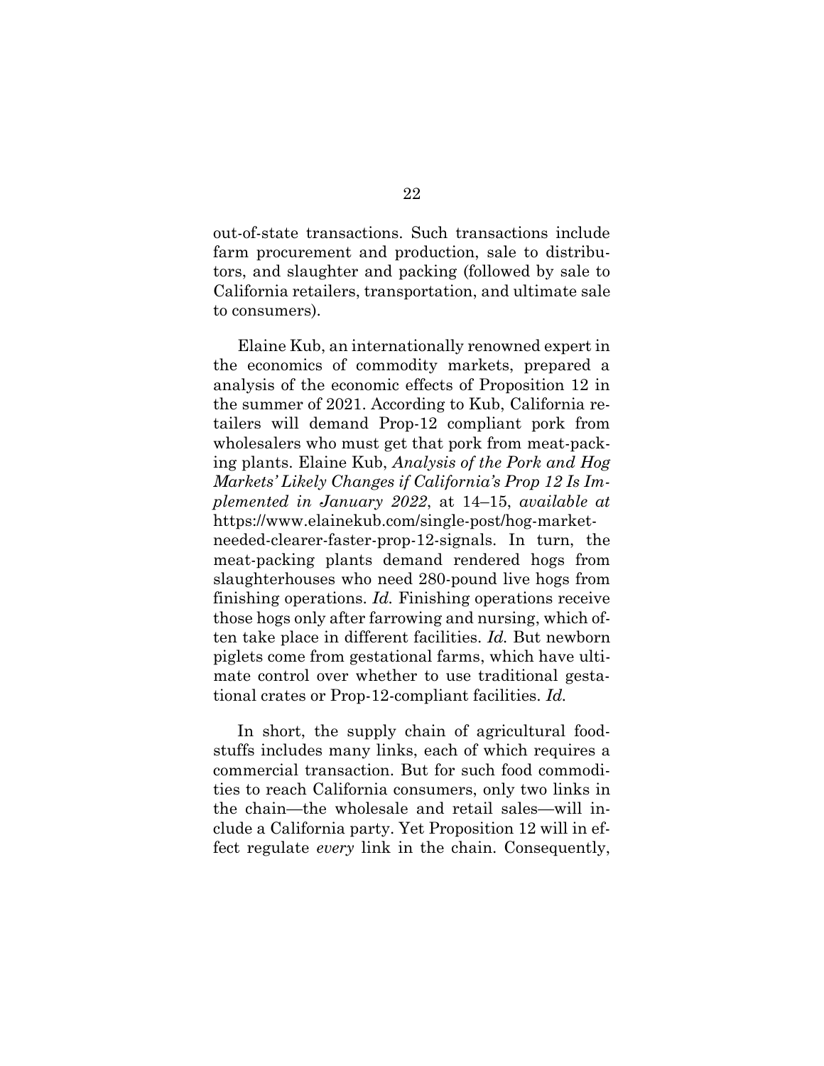out-of-state transactions. Such transactions include farm procurement and production, sale to distributors, and slaughter and packing (followed by sale to California retailers, transportation, and ultimate sale to consumers).

Elaine Kub, an internationally renowned expert in the economics of commodity markets, prepared a analysis of the economic effects of Proposition 12 in the summer of 2021. According to Kub, California retailers will demand Prop-12 compliant pork from wholesalers who must get that pork from meat-packing plants. Elaine Kub, *Analysis of the Pork and Hog Markets' Likely Changes if California's Prop 12 Is Implemented in January 2022*, at 14–15, *available at* https://www.elainekub.com/single-post/hog-market-needed-clearer-faster-prop-12-signals. In turn, the meat-packing plants demand rendered hogs from slaughterhouses who need 280-pound live hogs from finishing operations. *Id.* Finishing operations receive those hogs only after farrowing and nursing, which often take place in different facilities. *Id.* But newborn piglets come from gestational farms, which have ultimate control over whether to use traditional gestational crates or Prop-12-compliant facilities. *Id.*

In short, the supply chain of agricultural foodstuffs includes many links, each of which requires a commercial transaction. But for such food commodities to reach California consumers, only two links in the chain—the wholesale and retail sales—will include a California party. Yet Proposition 12 will in effect regulate *every* link in the chain. Consequently,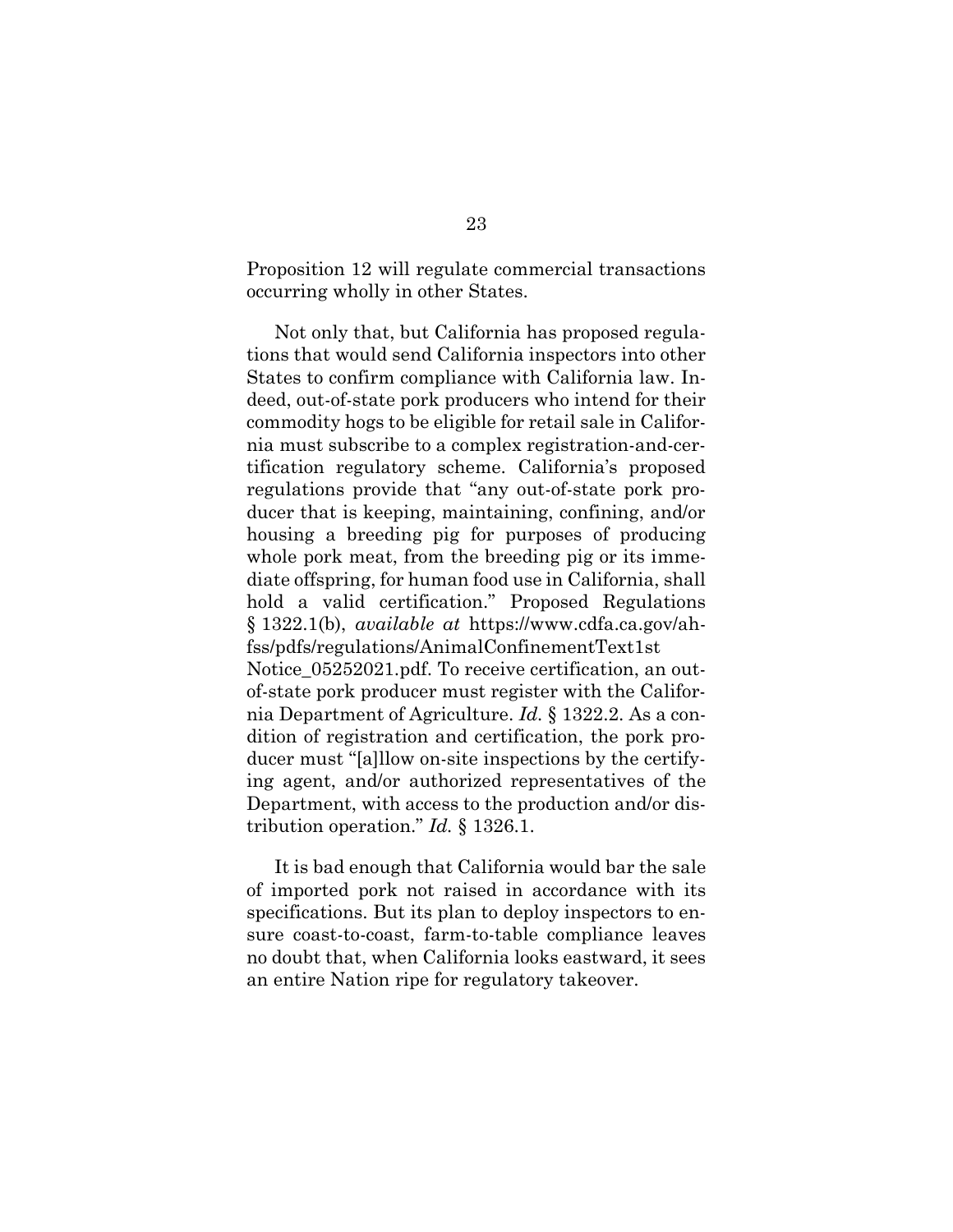Proposition 12 will regulate commercial transactions occurring wholly in other States.

Not only that, but California has proposed regulations that would send California inspectors into other States to confirm compliance with California law. Indeed, out-of-state pork producers who intend for their commodity hogs to be eligible for retail sale in California must subscribe to a complex registration-and-certification regulatory scheme. California's proposed regulations provide that "any out-of-state pork producer that is keeping, maintaining, confining, and/or housing a breeding pig for purposes of producing whole pork meat, from the breeding pig or its immediate offspring, for human food use in California, shall hold a valid certification." Proposed Regulations § 1322.1(b), *available at* https://www.cdfa.ca.gov/ahfss/pdfs/regulations/AnimalConfinementText1st Notice_05252021.pdf. To receive certification, an out-of-state pork producer must register with the California Department of Agriculture. *Id.* § 1322.2. As a condition of registration and certification, the pork producer must "[a]llow on-site inspections by the certifying agent, and/or authorized representatives of the Department, with access to the production and/or distribution operation." *Id.* § 1326.1.

It is bad enough that California would bar the sale of imported pork not raised in accordance with its specifications. But its plan to deploy inspectors to ensure coast-to-coast, farm-to-table compliance leaves no doubt that, when California looks eastward, it sees an entire Nation ripe for regulatory takeover.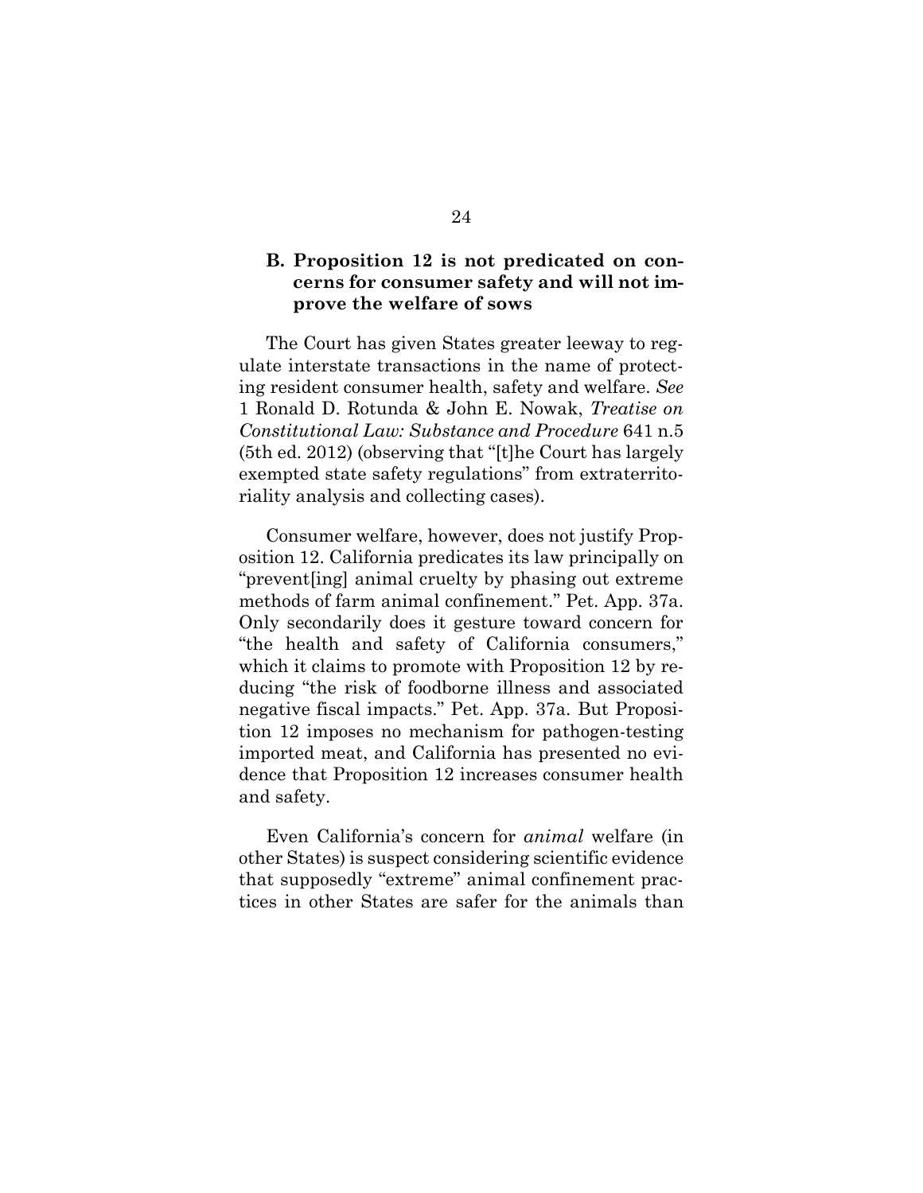### B. Proposition 12 is not predicated on concerns for consumer safety and will not improve the welfare of sows

The Court has given States greater leeway to regulate interstate transactions in the name of protecting resident consumer health, safety and welfare. *See* 1 Ronald D. Rotunda & John E. Nowak, *Treatise on Constitutional Law: Substance and Procedure* 641 n.5 (5th ed. 2012) (observing that "[t]he Court has largely exempted state safety regulations" from extraterritoriality analysis and collecting cases).

Consumer welfare, however, does not justify Proposition 12. California predicates its law principally on "prevent[ing] animal cruelty by phasing out extreme methods of farm animal confinement." Pet. App. 37a. Only secondarily does it gesture toward concern for "the health and safety of California consumers," which it claims to promote with Proposition 12 by reducing "the risk of foodborne illness and associated negative fiscal impacts." Pet. App. 37a. But Proposition 12 imposes no mechanism for pathogen-testing imported meat, and California has presented no evidence that Proposition 12 increases consumer health and safety.

Even California's concern for *animal* welfare (in other States) is suspect considering scientific evidence that supposedly "extreme" animal confinement practices in other States are safer for the animals than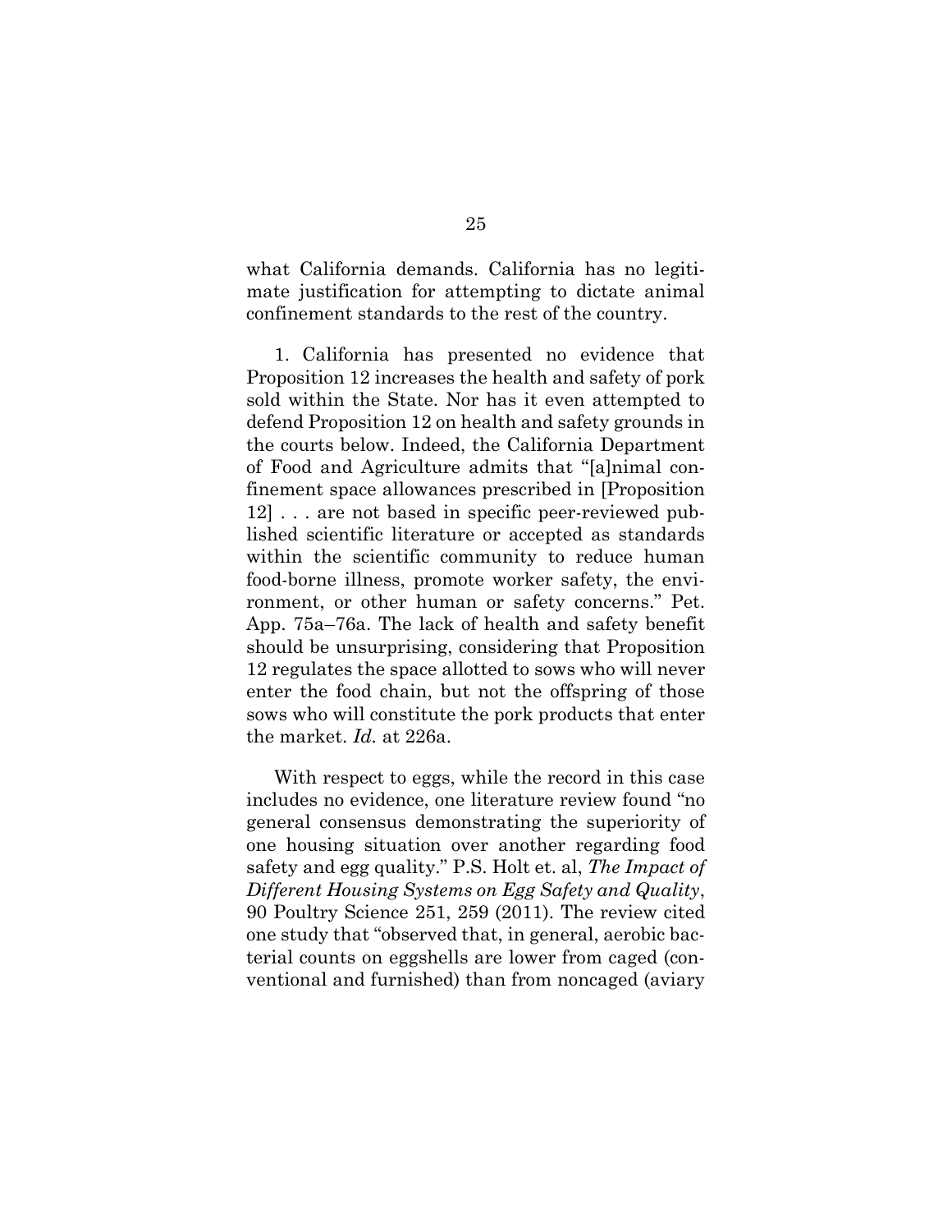what California demands. California has no legitimate justification for attempting to dictate animal confinement standards to the rest of the country.

1. California has presented no evidence that Proposition 12 increases the health and safety of pork sold within the State. Nor has it even attempted to defend Proposition 12 on health and safety grounds in the courts below. Indeed, the California Department of Food and Agriculture admits that "[a]nimal confinement space allowances prescribed in [Proposition 12] . . . are not based in specific peer-reviewed published scientific literature or accepted as standards within the scientific community to reduce human food-borne illness, promote worker safety, the environment, or other human or safety concerns." Pet. App. 75a–76a. The lack of health and safety benefit should be unsurprising, considering that Proposition 12 regulates the space allotted to sows who will never enter the food chain, but not the offspring of those sows who will constitute the pork products that enter the market. *Id.* at 226a.

With respect to eggs, while the record in this case includes no evidence, one literature review found "no general consensus demonstrating the superiority of one housing situation over another regarding food safety and egg quality." P.S. Holt et. al, *The Impact of Different Housing Systems on Egg Safety and Quality*, 90 Poultry Science 251, 259 (2011). The review cited one study that "observed that, in general, aerobic bacterial counts on eggshells are lower from caged (conventional and furnished) than from noncaged (aviary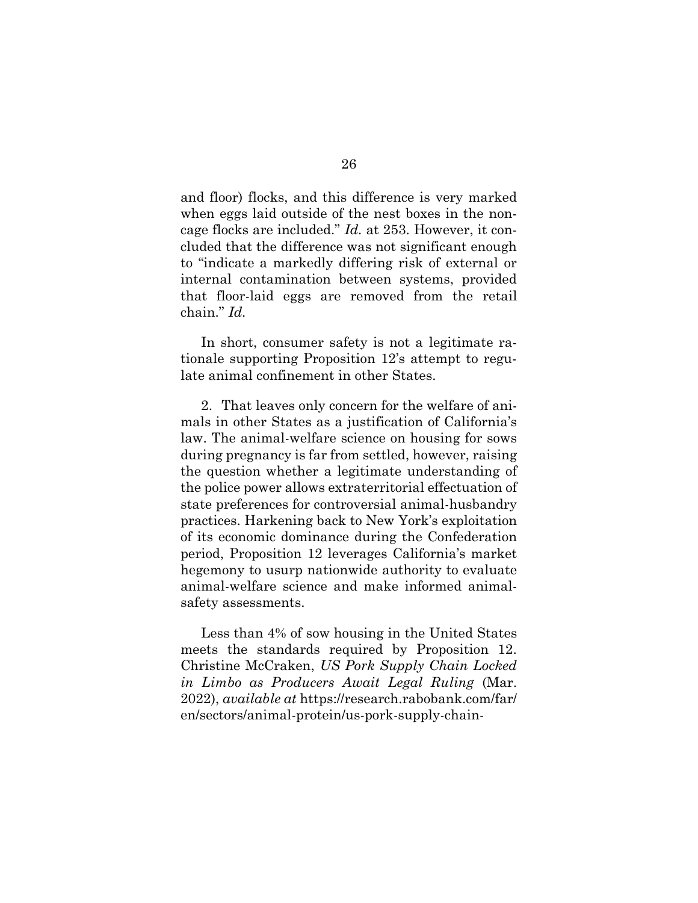and floor) flocks, and this difference is very marked when eggs laid outside of the nest boxes in the non-cage flocks are included." *Id.* at 253. However, it concluded that the difference was not significant enough to "indicate a markedly differing risk of external or internal contamination between systems, provided that floor-laid eggs are removed from the retail chain." *Id.*

In short, consumer safety is not a legitimate rationale supporting Proposition 12's attempt to regulate animal confinement in other States.

2. That leaves only concern for the welfare of animals in other States as a justification of California's law. The animal-welfare science on housing for sows during pregnancy is far from settled, however, raising the question whether a legitimate understanding of the police power allows extraterritorial effectuation of state preferences for controversial animal-husbandry practices. Harkening back to New York's exploitation of its economic dominance during the Confederation period, Proposition 12 leverages California's market hegemony to usurp nationwide authority to evaluate animal-welfare science and make informed animal-safety assessments.

Less than 4% of sow housing in the United States meets the standards required by Proposition 12. Christine McCraken, *US Pork Supply Chain Locked in Limbo as Producers Await Legal Ruling* (Mar. 2022), *available at* https://research.rabobank.com/far/en/sectors/animal-protein/us-pork-supply-chain-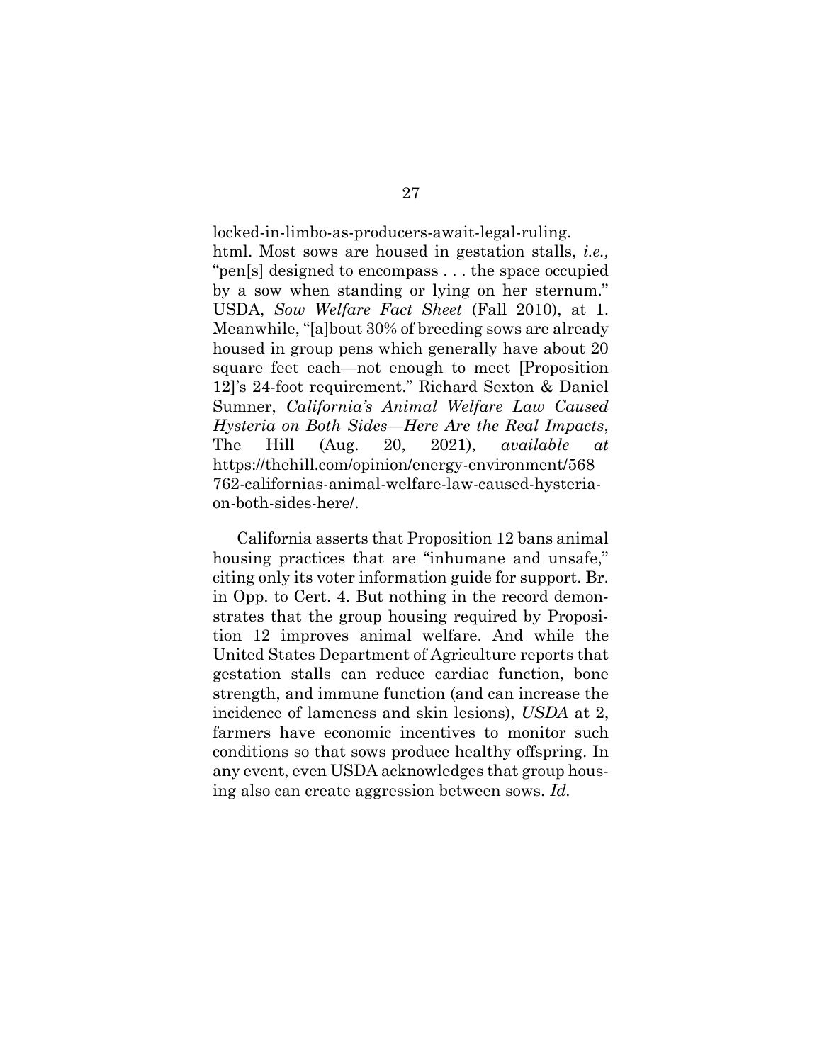locked-in-limbo-as-producers-await-legal-ruling. html. Most sows are housed in gestation stalls, *i.e.,* "pen[s] designed to encompass . . . the space occupied by a sow when standing or lying on her sternum." USDA, *Sow Welfare Fact Sheet* (Fall 2010), at 1. Meanwhile, "[a]bout 30% of breeding sows are already housed in group pens which generally have about 20 square feet each—not enough to meet [Proposition 12]'s 24-foot requirement." Richard Sexton & Daniel Sumner, *California's Animal Welfare Law Caused Hysteria on Both Sides—Here Are the Real Impacts*, The Hill (Aug. 20, 2021), *available at* https://thehill.com/opinion/energy-environment/568762-californias-animal-welfare-law-caused-hysteria-on-both-sides-here/.

California asserts that Proposition 12 bans animal housing practices that are "inhumane and unsafe," citing only its voter information guide for support. Br. in Opp. to Cert. 4. But nothing in the record demonstrates that the group housing required by Proposition 12 improves animal welfare. And while the United States Department of Agriculture reports that gestation stalls can reduce cardiac function, bone strength, and immune function (and can increase the incidence of lameness and skin lesions), *USDA* at 2, farmers have economic incentives to monitor such conditions so that sows produce healthy offspring. In any event, even USDA acknowledges that group housing also can create aggression between sows. *Id.*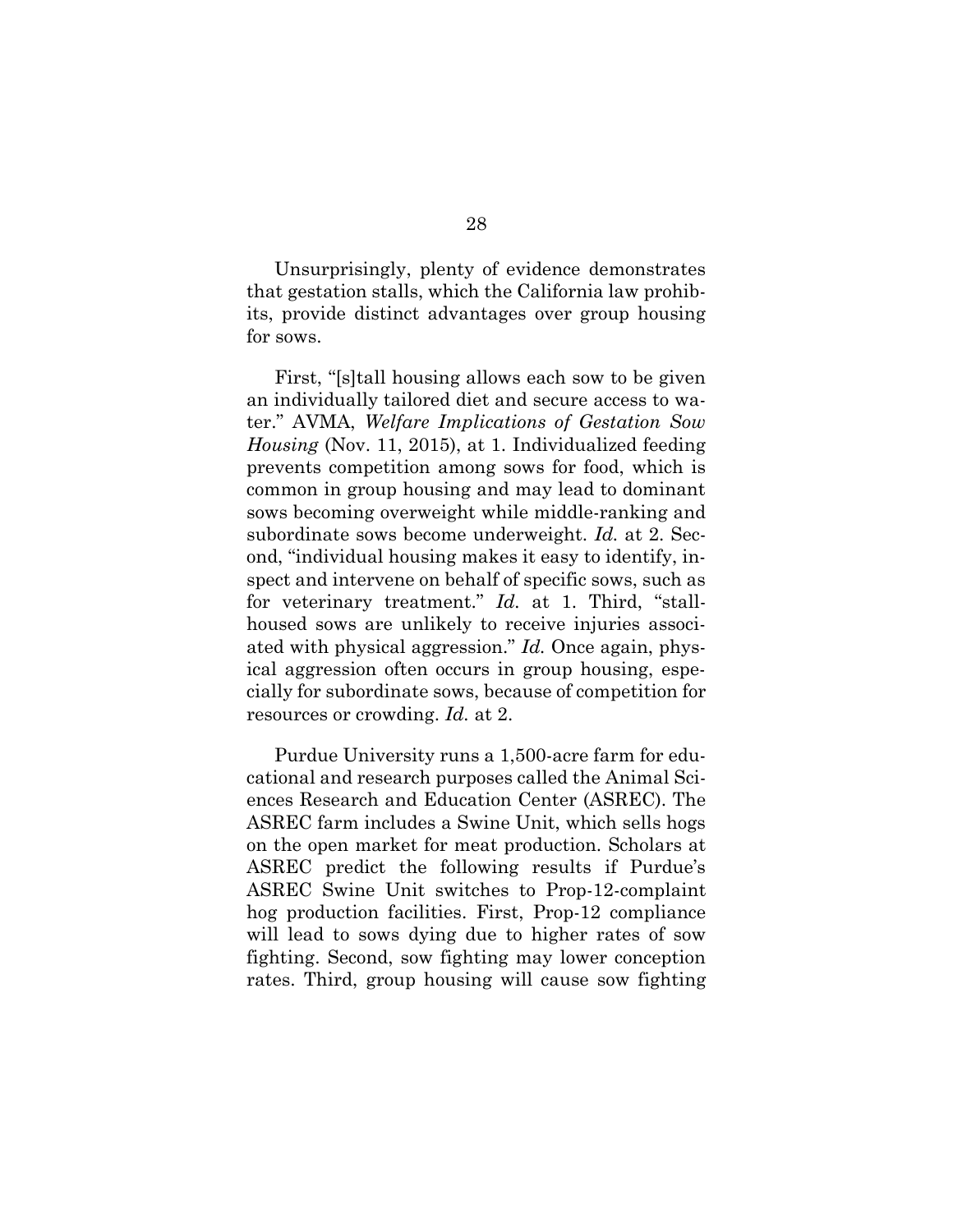Unsurprisingly, plenty of evidence demonstrates that gestation stalls, which the California law prohibits, provide distinct advantages over group housing for sows.

First, "[s]tall housing allows each sow to be given an individually tailored diet and secure access to water." AVMA, *Welfare Implications of Gestation Sow Housing* (Nov. 11, 2015), at 1. Individualized feeding prevents competition among sows for food, which is common in group housing and may lead to dominant sows becoming overweight while middle-ranking and subordinate sows become underweight. *Id.* at 2. Second, "individual housing makes it easy to identify, inspect and intervene on behalf of specific sows, such as for veterinary treatment." *Id.* at 1. Third, "stall-housed sows are unlikely to receive injuries associated with physical aggression." *Id.* Once again, physical aggression often occurs in group housing, especially for subordinate sows, because of competition for resources or crowding. *Id.* at 2.

Purdue University runs a 1,500-acre farm for educational and research purposes called the Animal Sciences Research and Education Center (ASREC). The ASREC farm includes a Swine Unit, which sells hogs on the open market for meat production. Scholars at ASREC predict the following results if Purdue's ASREC Swine Unit switches to Prop-12-complaint hog production facilities. First, Prop-12 compliance will lead to sows dying due to higher rates of sow fighting. Second, sow fighting may lower conception rates. Third, group housing will cause sow fighting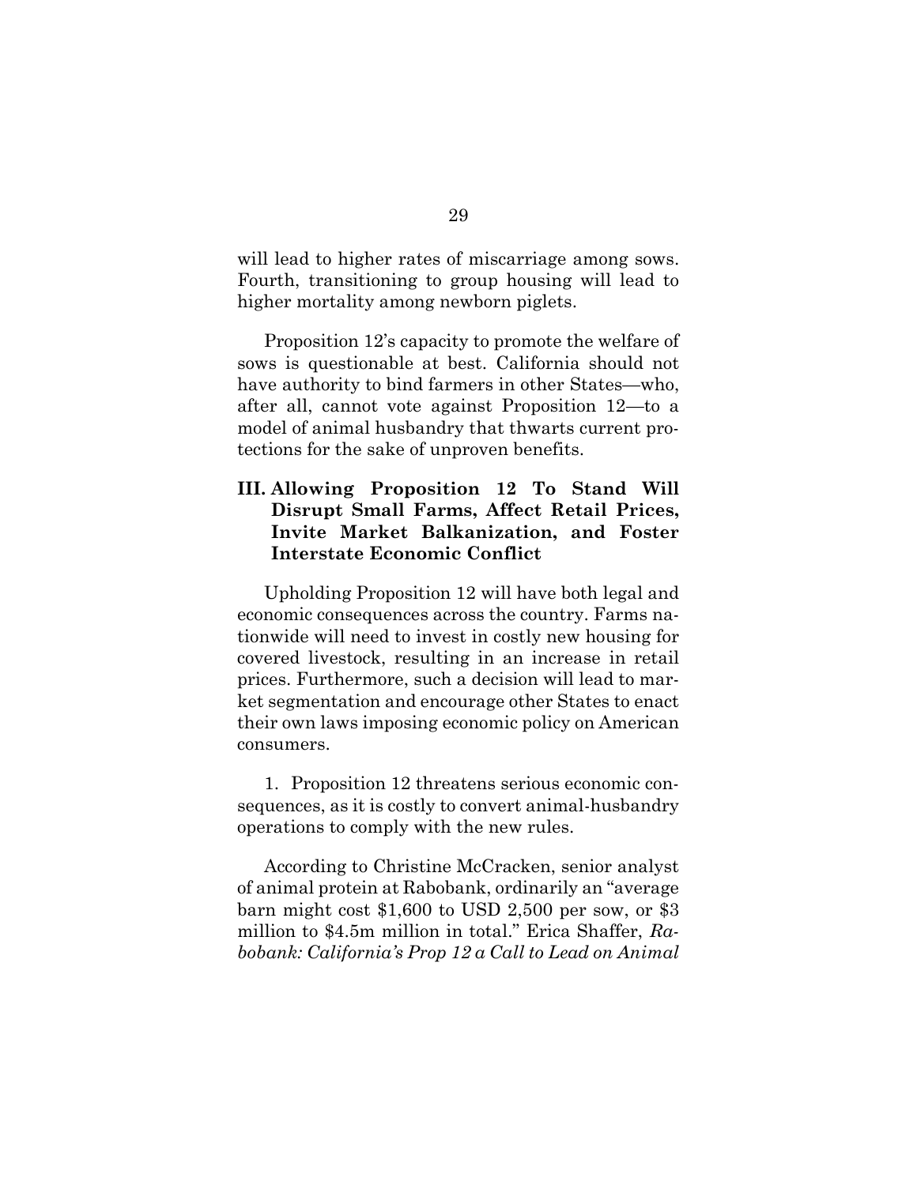will lead to higher rates of miscarriage among sows. Fourth, transitioning to group housing will lead to higher mortality among newborn piglets.

Proposition 12's capacity to promote the welfare of sows is questionable at best. California should not have authority to bind farmers in other States—who, after all, cannot vote against Proposition 12—to a model of animal husbandry that thwarts current protections for the sake of unproven benefits.

## III. Allowing Proposition 12 To Stand Will Disrupt Small Farms, Affect Retail Prices, Invite Market Balkanization, and Foster Interstate Economic Conflict

Upholding Proposition 12 will have both legal and economic consequences across the country. Farms nationwide will need to invest in costly new housing for covered livestock, resulting in an increase in retail prices. Furthermore, such a decision will lead to market segmentation and encourage other States to enact their own laws imposing economic policy on American consumers.

1. Proposition 12 threatens serious economic consequences, as it is costly to convert animal-husbandry operations to comply with the new rules.

According to Christine McCracken, senior analyst of animal protein at Rabobank, ordinarily an "average barn might cost $1,600 to USD 2,500 per sow, or $3 million to $4.5m million in total." Erica Shaffer, *Rabobank: California's Prop 12 a Call to Lead on Animal*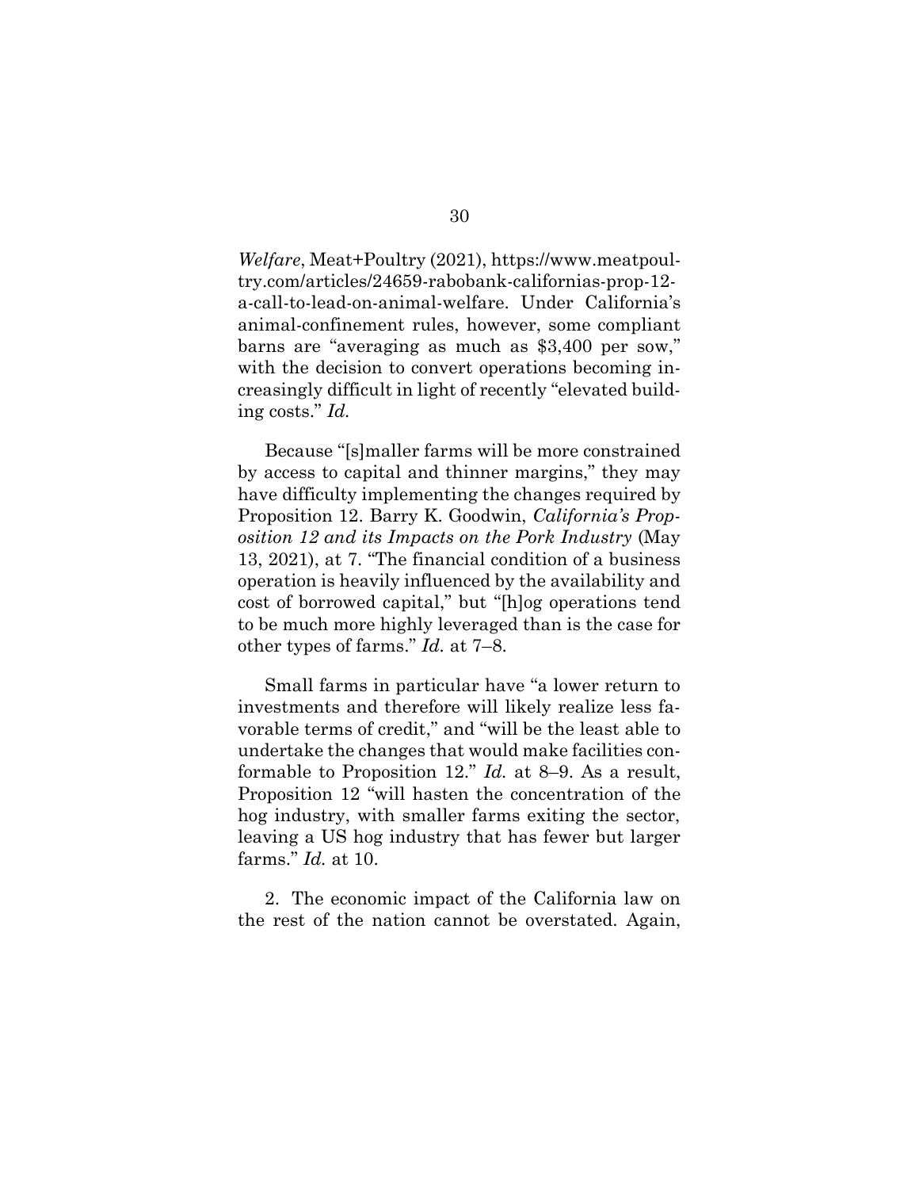*Welfare*, Meat+Poultry (2021), https://www.meatpoultry.com/articles/24659-rabobank-californias-prop-12-a-call-to-lead-on-animal-welfare. Under California's animal-confinement rules, however, some compliant barns are "averaging as much as $3,400 per sow," with the decision to convert operations becoming increasingly difficult in light of recently "elevated building costs." *Id.*

Because "[s]maller farms will be more constrained by access to capital and thinner margins," they may have difficulty implementing the changes required by Proposition 12. Barry K. Goodwin, *California's Proposition 12 and its Impacts on the Pork Industry* (May 13, 2021), at 7. "The financial condition of a business operation is heavily influenced by the availability and cost of borrowed capital," but "[h]og operations tend to be much more highly leveraged than is the case for other types of farms." *Id.* at 7–8.

Small farms in particular have "a lower return to investments and therefore will likely realize less favorable terms of credit," and "will be the least able to undertake the changes that would make facilities conformable to Proposition 12." *Id.* at 8–9. As a result, Proposition 12 "will hasten the concentration of the hog industry, with smaller farms exiting the sector, leaving a US hog industry that has fewer but larger farms." *Id.* at 10.

2. The economic impact of the California law on the rest of the nation cannot be overstated. Again,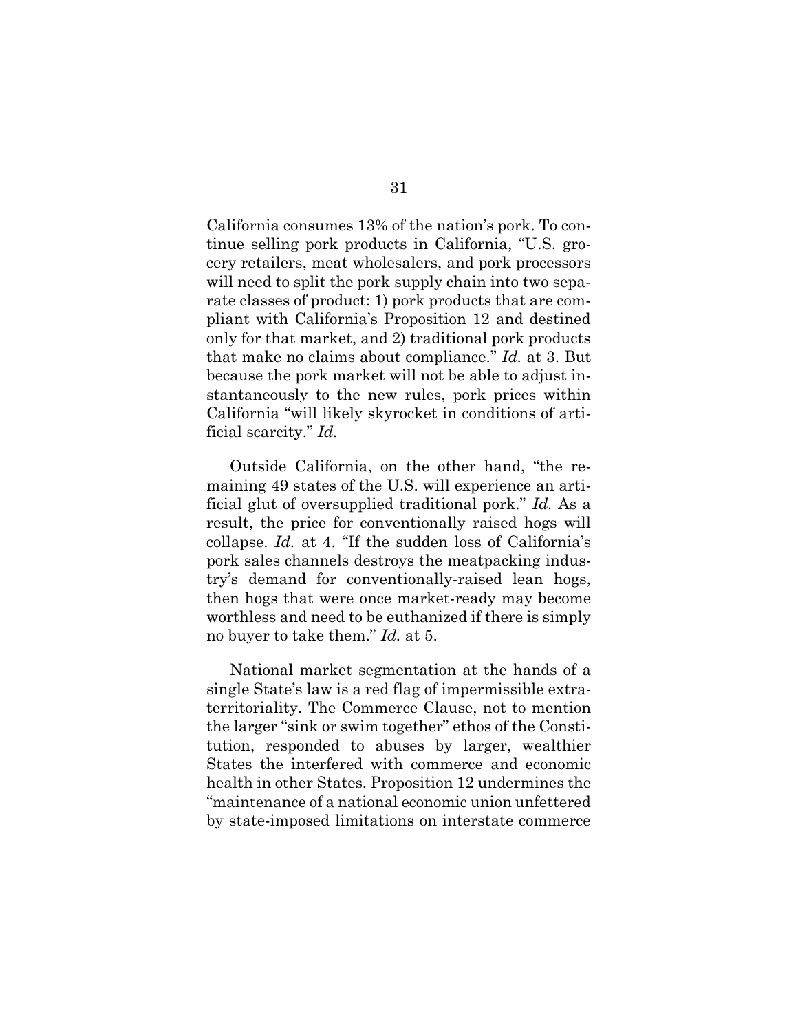California consumes 13% of the nation's pork. To continue selling pork products in California, "U.S. grocery retailers, meat wholesalers, and pork processors will need to split the pork supply chain into two separate classes of product: 1) pork products that are compliant with California's Proposition 12 and destined only for that market, and 2) traditional pork products that make no claims about compliance." *Id.* at 3. But because the pork market will not be able to adjust instantaneously to the new rules, pork prices within California "will likely skyrocket in conditions of artificial scarcity." *Id.*

Outside California, on the other hand, "the remaining 49 states of the U.S. will experience an artificial glut of oversupplied traditional pork." *Id.* As a result, the price for conventionally raised hogs will collapse. *Id.* at 4. "If the sudden loss of California's pork sales channels destroys the meatpacking industry's demand for conventionally-raised lean hogs, then hogs that were once market-ready may become worthless and need to be euthanized if there is simply no buyer to take them." *Id.* at 5.

National market segmentation at the hands of a single State's law is a red flag of impermissible extraterritoriality. The Commerce Clause, not to mention the larger "sink or swim together" ethos of the Constitution, responded to abuses by larger, wealthier States the interfered with commerce and economic health in other States. Proposition 12 undermines the "maintenance of a national economic union unfettered by state-imposed limitations on interstate commerce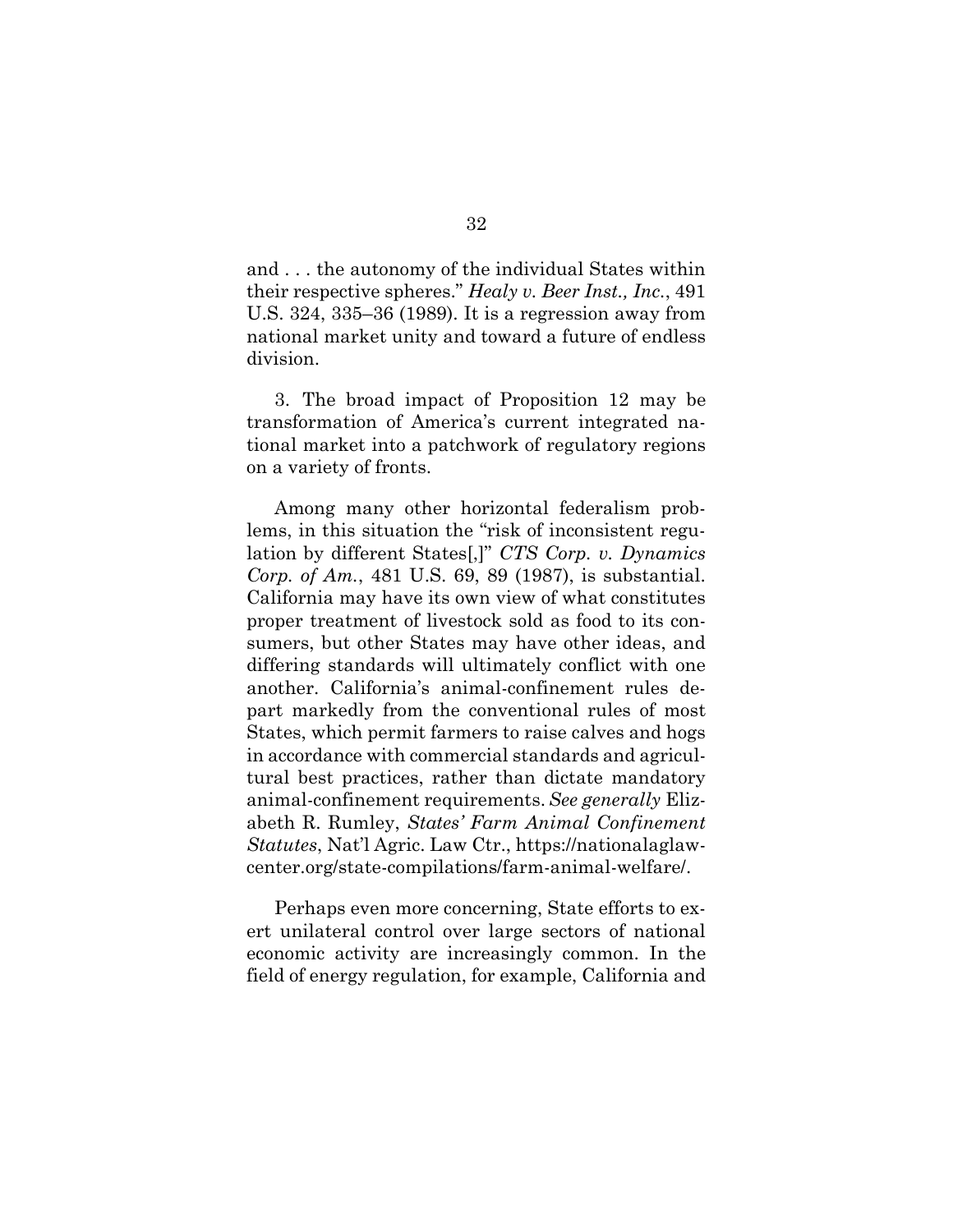and . . . the autonomy of the individual States within their respective spheres." *Healy v. Beer Inst., Inc.*, 491 U.S. 324, 335–36 (1989). It is a regression away from national market unity and toward a future of endless division.

3. The broad impact of Proposition 12 may be transformation of America's current integrated national market into a patchwork of regulatory regions on a variety of fronts.

Among many other horizontal federalism problems, in this situation the "risk of inconsistent regulation by different States[,]" *CTS Corp. v. Dynamics Corp. of Am.*, 481 U.S. 69, 89 (1987), is substantial. California may have its own view of what constitutes proper treatment of livestock sold as food to its consumers, but other States may have other ideas, and differing standards will ultimately conflict with one another. California's animal-confinement rules depart markedly from the conventional rules of most States, which permit farmers to raise calves and hogs in accordance with commercial standards and agricultural best practices, rather than dictate mandatory animal-confinement requirements. *See generally* Elizabeth R. Rumley, *States' Farm Animal Confinement Statutes*, Nat'l Agric. Law Ctr., https://nationalaglawcenter.org/state-compilations/farm-animal-welfare/.

Perhaps even more concerning, State efforts to exert unilateral control over large sectors of national economic activity are increasingly common. In the field of energy regulation, for example, California and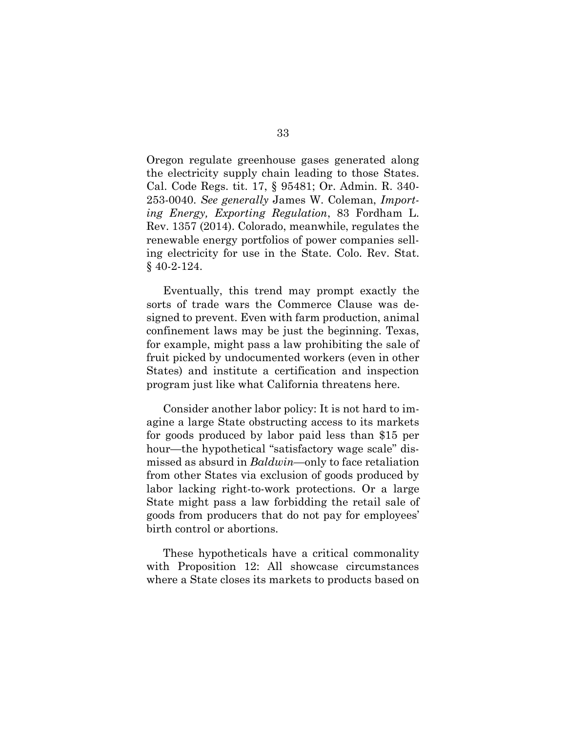Oregon regulate greenhouse gases generated along the electricity supply chain leading to those States. Cal. Code Regs. tit. 17, § 95481; Or. Admin. R. 340-253-0040. *See generally* James W. Coleman, *Importing Energy, Exporting Regulation*, 83 Fordham L. Rev. 1357 (2014). Colorado, meanwhile, regulates the renewable energy portfolios of power companies selling electricity for use in the State. Colo. Rev. Stat. § 40-2-124.

Eventually, this trend may prompt exactly the sorts of trade wars the Commerce Clause was designed to prevent. Even with farm production, animal confinement laws may be just the beginning. Texas, for example, might pass a law prohibiting the sale of fruit picked by undocumented workers (even in other States) and institute a certification and inspection program just like what California threatens here.

Consider another labor policy: It is not hard to imagine a large State obstructing access to its markets for goods produced by labor paid less than $15 per hour—the hypothetical "satisfactory wage scale" dismissed as absurd in *Baldwin*—only to face retaliation from other States via exclusion of goods produced by labor lacking right-to-work protections. Or a large State might pass a law forbidding the retail sale of goods from producers that do not pay for employees' birth control or abortions.

These hypotheticals have a critical commonality with Proposition 12: All showcase circumstances where a State closes its markets to products based on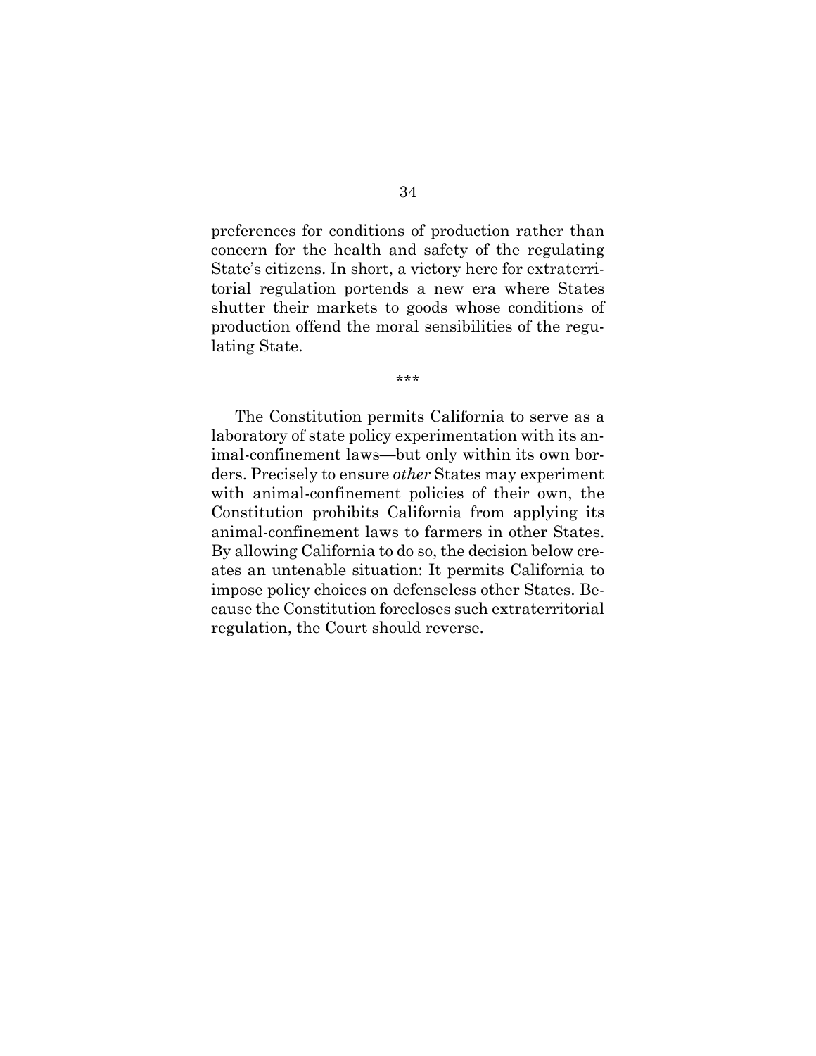preferences for conditions of production rather than concern for the health and safety of the regulating State's citizens. In short, a victory here for extraterritorial regulation portends a new era where States shutter their markets to goods whose conditions of production offend the moral sensibilities of the regulating State.

\*\*\*

The Constitution permits California to serve as a laboratory of state policy experimentation with its animal-confinement laws—but only within its own borders. Precisely to ensure *other* States may experiment with animal-confinement policies of their own, the Constitution prohibits California from applying its animal-confinement laws to farmers in other States. By allowing California to do so, the decision below creates an untenable situation: It permits California to impose policy choices on defenseless other States. Because the Constitution forecloses such extraterritorial regulation, the Court should reverse.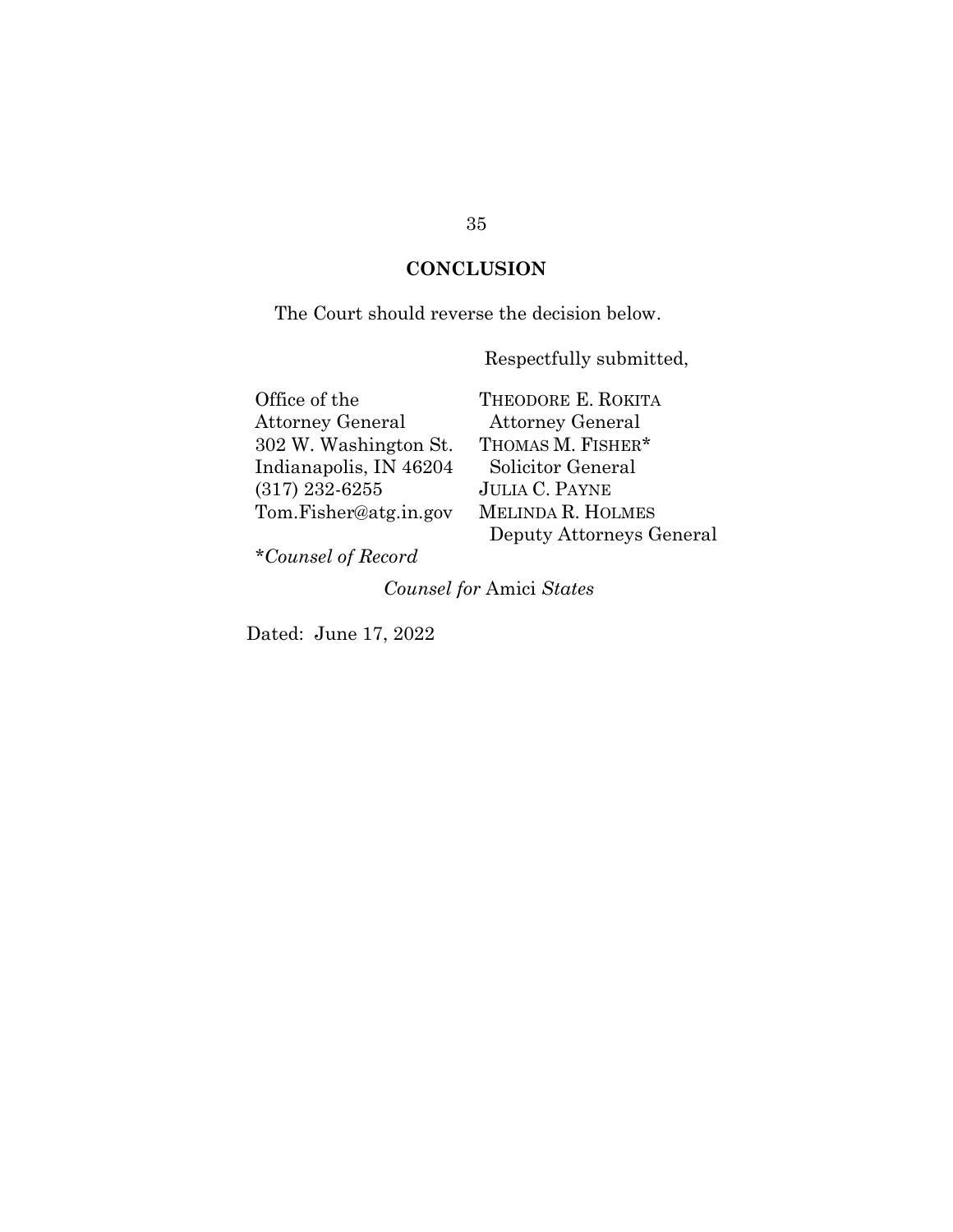## CONCLUSION

The Court should reverse the decision below.

Respectfully submitted,

| | |
|---|---|
| Office of the Attorney General | THEODORE E. ROKITA |
| 302 W. Washington St. | Attorney General |
| Indianapolis, IN 46204 | THOMAS M. FISHER* |
| (317) 232-6255 | Solicitor General |
| Tom.Fisher@atg.in.gov | JULIA C. PAYNE |
| | MELINDA R. HOLMES |
| | Deputy Attorneys General |

**Counsel of Record*

*Counsel for* Amici *States*

Dated: June 17, 2022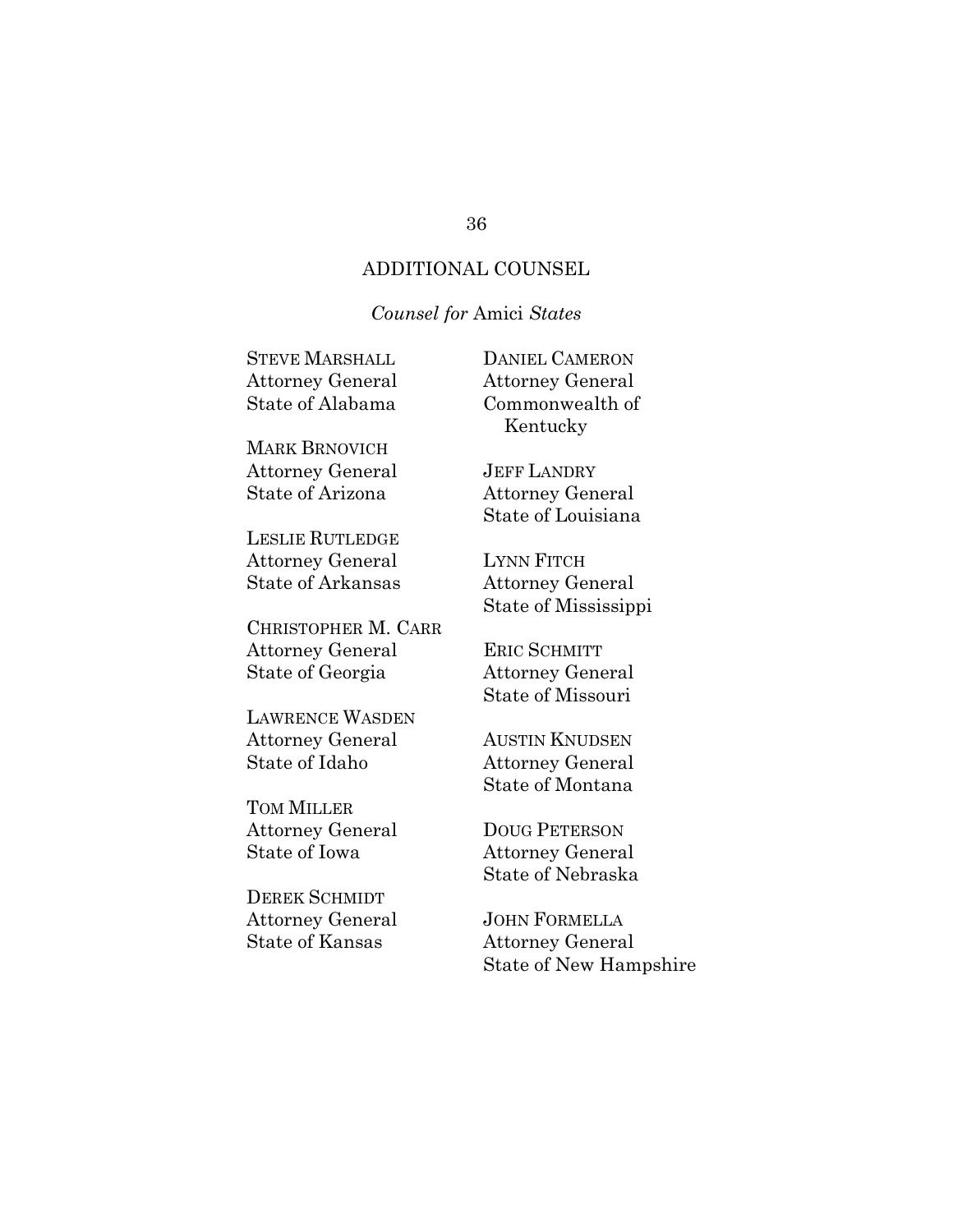## ADDITIONAL COUNSEL

*Counsel for* Amici *States*

STEVE MARSHALL
Attorney General
State of Alabama

MARK BRNOVICH
Attorney General
State of Arizona

LESLIE RUTLEDGE
Attorney General
State of Arkansas

CHRISTOPHER M. CARR
Attorney General
State of Georgia

LAWRENCE WASDEN
Attorney General
State of Idaho

TOM MILLER
Attorney General
State of Iowa

DEREK SCHMIDT
Attorney General
State of Kansas

DANIEL CAMERON
Attorney General
Commonwealth of Kentucky

JEFF LANDRY
Attorney General
State of Louisiana

LYNN FITCH
Attorney General
State of Mississippi

ERIC SCHMITT
Attorney General
State of Missouri

AUSTIN KNUDSEN
Attorney General
State of Montana

DOUG PETERSON
Attorney General
State of Nebraska

JOHN FORMELLA
Attorney General
State of New Hampshire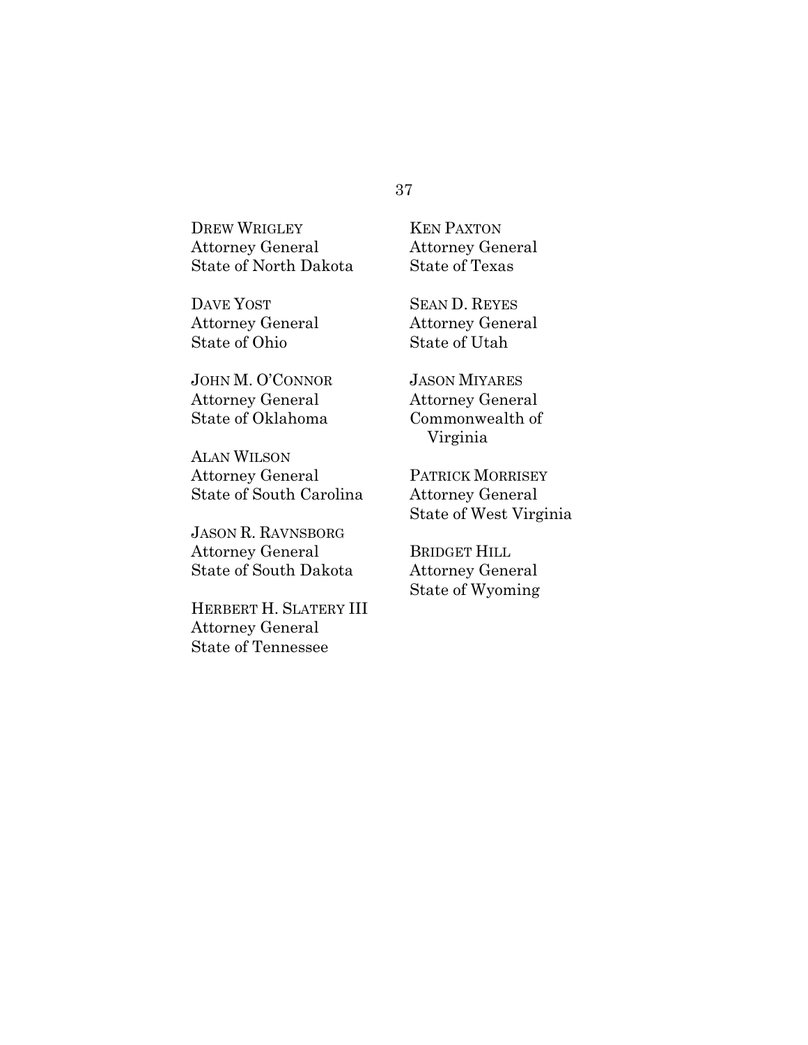DREW WRIGLEY
Attorney General
State of North Dakota

DAVE YOST
Attorney General
State of Ohio

JOHN M. O'CONNOR
Attorney General
State of Oklahoma

ALAN WILSON
Attorney General
State of South Carolina

JASON R. RAVNSBORG
Attorney General
State of South Dakota

HERBERT H. SLATERY III
Attorney General
State of Tennessee

KEN PAXTON
Attorney General
State of Texas

SEAN D. REYES
Attorney General
State of Utah

JASON MIYARES
Attorney General
Commonwealth of Virginia

PATRICK MORRISEY
Attorney General
State of West Virginia

BRIDGET HILL
Attorney General
State of Wyoming